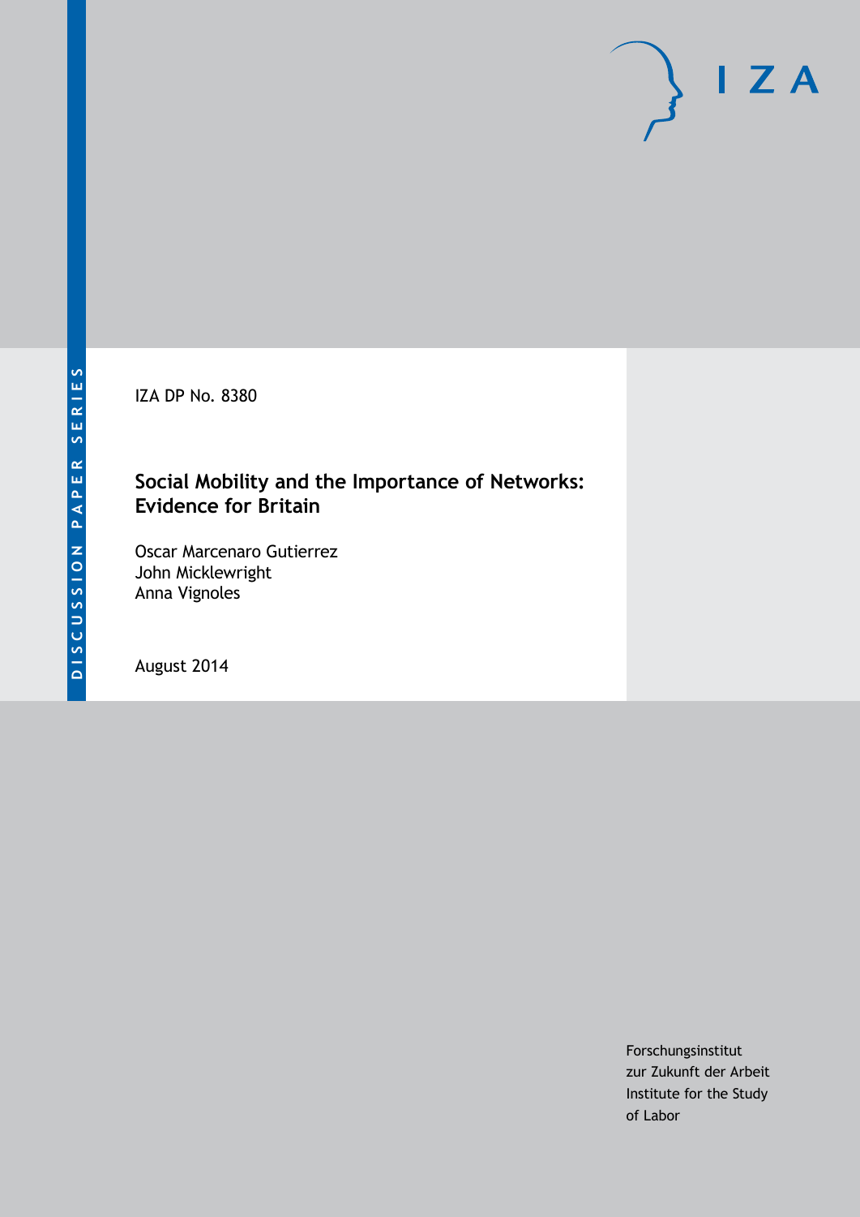DISCUSSION PAPER SERIES

IZA DP No. 8380

# Social Mobility and the Importance of Networks: Evidence for Britain

Oscar Marcenaro Gutierrez
John Micklewright
Anna Vignoles

August 2014

Forschungsinstitut
zur Zukunft der Arbeit
Institute for the Study
of Labor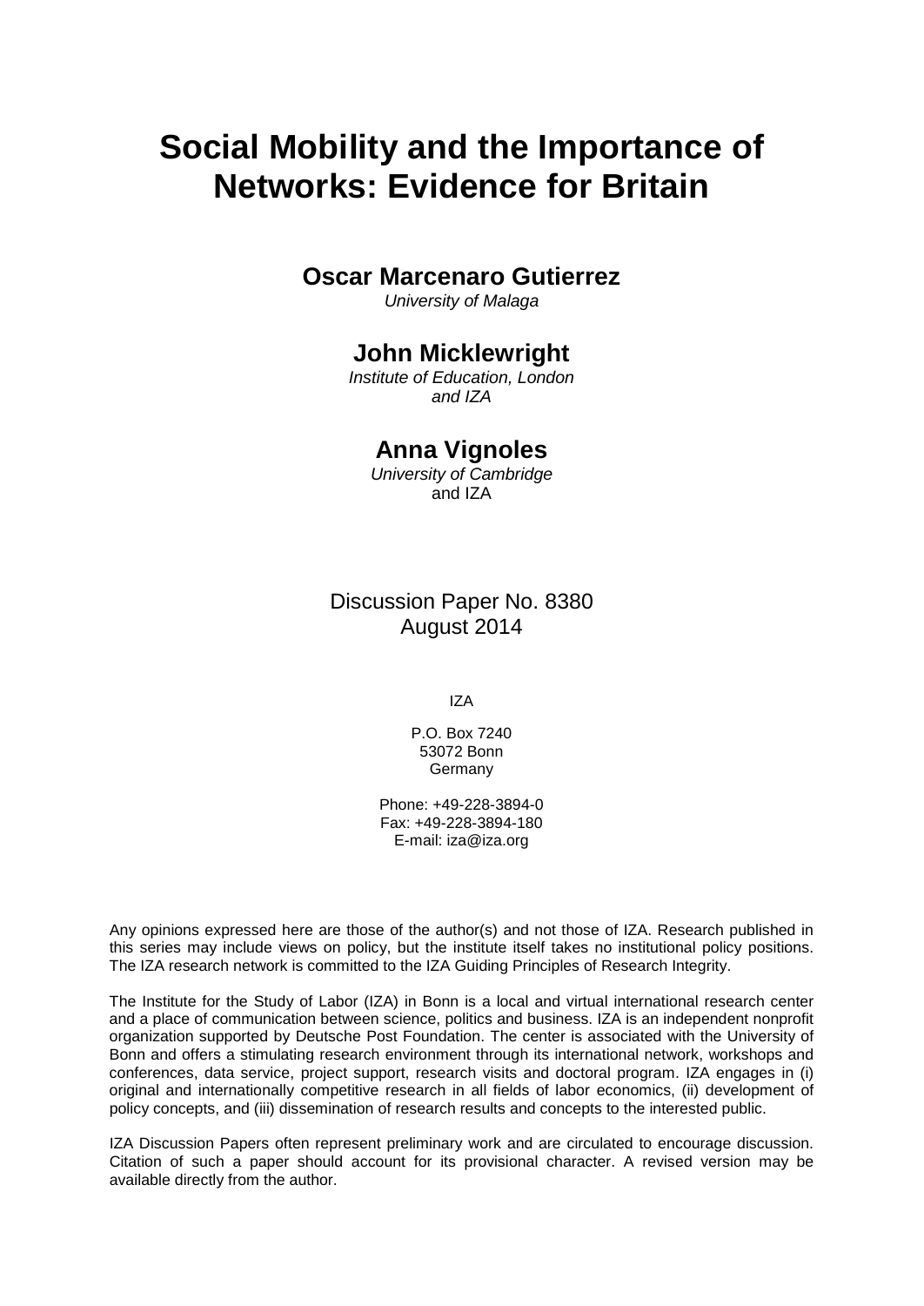# Social Mobility and the Importance of Networks: Evidence for Britain

**Oscar Marcenaro Gutierrez**
*University of Malaga*

**John Micklewright**
*Institute of Education, London and IZA*

**Anna Vignoles**
*University of Cambridge* and IZA

Discussion Paper No. 8380
August 2014

IZA

P.O. Box 7240
53072 Bonn
Germany

Phone: +49-228-3894-0
Fax: +49-228-3894-180
E-mail: iza@iza.org

Any opinions expressed here are those of the author(s) and not those of IZA. Research published in this series may include views on policy, but the institute itself takes no institutional policy positions. The IZA research network is committed to the IZA Guiding Principles of Research Integrity.

The Institute for the Study of Labor (IZA) in Bonn is a local and virtual international research center and a place of communication between science, politics and business. IZA is an independent nonprofit organization supported by Deutsche Post Foundation. The center is associated with the University of Bonn and offers a stimulating research environment through its international network, workshops and conferences, data service, project support, research visits and doctoral program. IZA engages in (i) original and internationally competitive research in all fields of labor economics, (ii) development of policy concepts, and (iii) dissemination of research results and concepts to the interested public.

IZA Discussion Papers often represent preliminary work and are circulated to encourage discussion. Citation of such a paper should account for its provisional character. A revised version may be available directly from the author.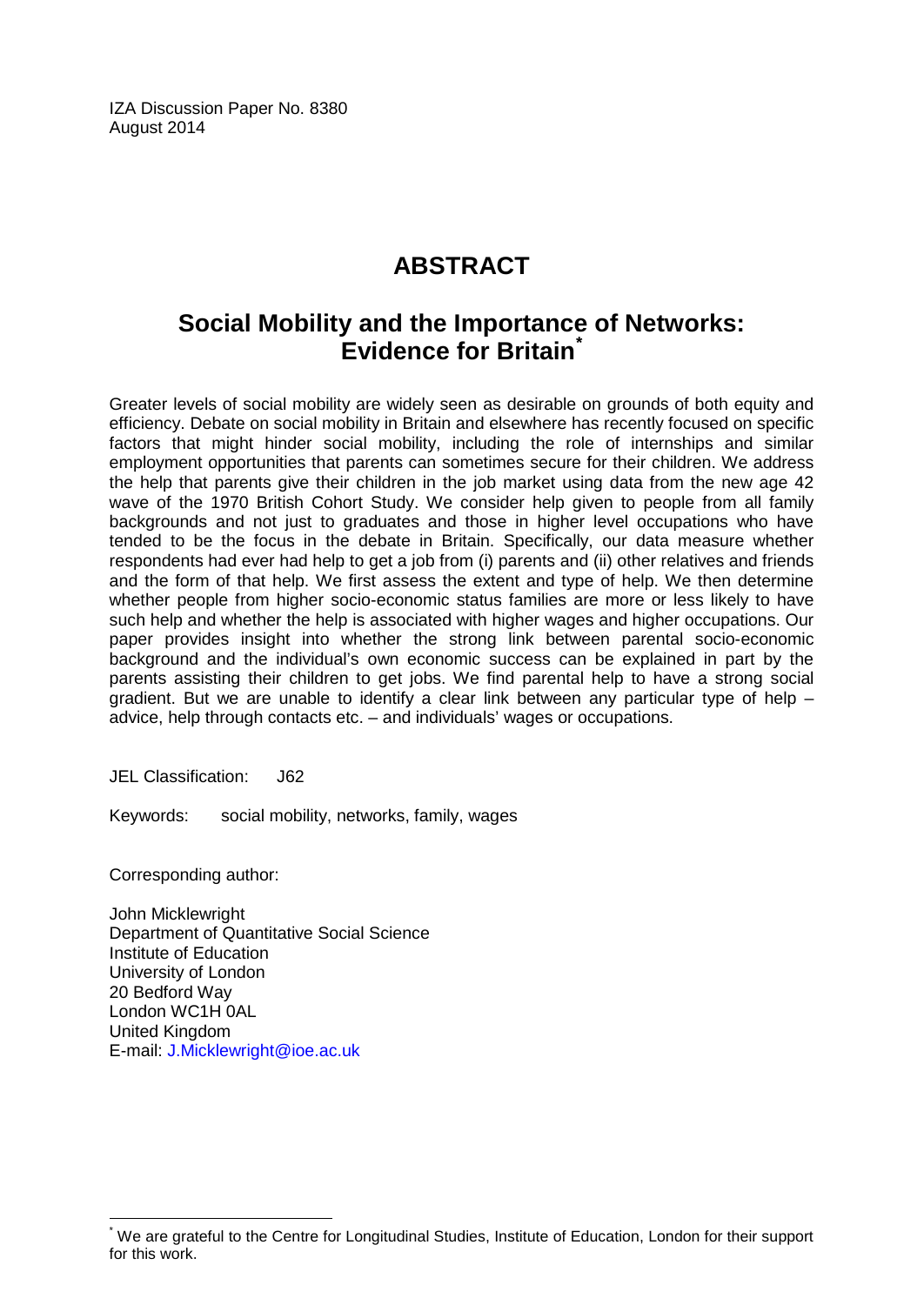IZA Discussion Paper No. 8380
August 2014

# ABSTRACT

## Social Mobility and the Importance of Networks: Evidence for Britain*

Greater levels of social mobility are widely seen as desirable on grounds of both equity and efficiency. Debate on social mobility in Britain and elsewhere has recently focused on specific factors that might hinder social mobility, including the role of internships and similar employment opportunities that parents can sometimes secure for their children. We address the help that parents give their children in the job market using data from the new age 42 wave of the 1970 British Cohort Study. We consider help given to people from all family backgrounds and not just to graduates and those in higher level occupations who have tended to be the focus in the debate in Britain. Specifically, our data measure whether respondents had ever had help to get a job from (i) parents and (ii) other relatives and friends and the form of that help. We first assess the extent and type of help. We then determine whether people from higher socio-economic status families are more or less likely to have such help and whether the help is associated with higher wages and higher occupations. Our paper provides insight into whether the strong link between parental socio-economic background and the individual's own economic success can be explained in part by the parents assisting their children to get jobs. We find parental help to have a strong social gradient. But we are unable to identify a clear link between any particular type of help – advice, help through contacts etc. – and individuals' wages or occupations.

JEL Classification: J62

Keywords: social mobility, networks, family, wages

Corresponding author:

John Micklewright
Department of Quantitative Social Science
Institute of Education
University of London
20 Bedford Way
London WC1H 0AL
United Kingdom
E-mail: J.Micklewright@ioe.ac.uk

* We are grateful to the Centre for Longitudinal Studies, Institute of Education, London for their support for this work.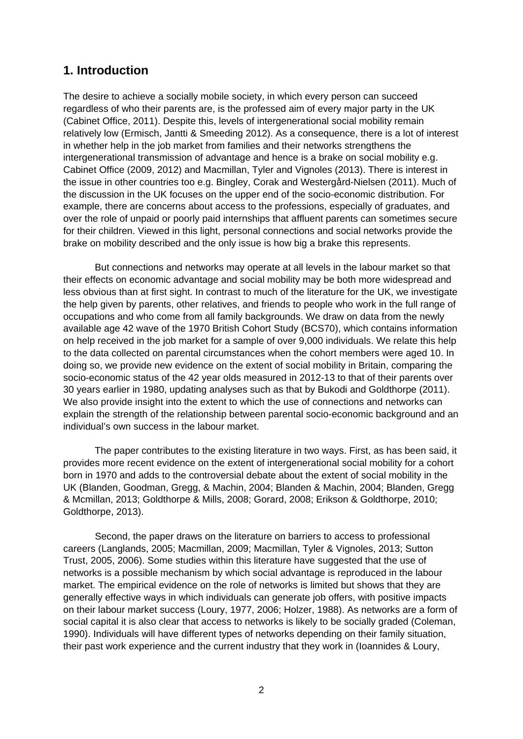## 1. Introduction

The desire to achieve a socially mobile society, in which every person can succeed regardless of who their parents are, is the professed aim of every major party in the UK (Cabinet Office, 2011). Despite this, levels of intergenerational social mobility remain relatively low (Ermisch, Jantti & Smeeding 2012). As a consequence, there is a lot of interest in whether help in the job market from families and their networks strengthens the intergenerational transmission of advantage and hence is a brake on social mobility e.g. Cabinet Office (2009, 2012) and Macmillan, Tyler and Vignoles (2013). There is interest in the issue in other countries too e.g. Bingley, Corak and Westergård-Nielsen (2011). Much of the discussion in the UK focuses on the upper end of the socio-economic distribution. For example, there are concerns about access to the professions, especially of graduates, and over the role of unpaid or poorly paid internships that affluent parents can sometimes secure for their children. Viewed in this light, personal connections and social networks provide the brake on mobility described and the only issue is how big a brake this represents.

But connections and networks may operate at all levels in the labour market so that their effects on economic advantage and social mobility may be both more widespread and less obvious than at first sight. In contrast to much of the literature for the UK, we investigate the help given by parents, other relatives, and friends to people who work in the full range of occupations and who come from all family backgrounds. We draw on data from the newly available age 42 wave of the 1970 British Cohort Study (BCS70), which contains information on help received in the job market for a sample of over 9,000 individuals. We relate this help to the data collected on parental circumstances when the cohort members were aged 10. In doing so, we provide new evidence on the extent of social mobility in Britain, comparing the socio-economic status of the 42 year olds measured in 2012-13 to that of their parents over 30 years earlier in 1980, updating analyses such as that by Bukodi and Goldthorpe (2011). We also provide insight into the extent to which the use of connections and networks can explain the strength of the relationship between parental socio-economic background and an individual's own success in the labour market.

The paper contributes to the existing literature in two ways. First, as has been said, it provides more recent evidence on the extent of intergenerational social mobility for a cohort born in 1970 and adds to the controversial debate about the extent of social mobility in the UK (Blanden, Goodman, Gregg, & Machin, 2004; Blanden & Machin, 2004; Blanden, Gregg & Mcmillan, 2013; Goldthorpe & Mills, 2008; Gorard, 2008; Erikson & Goldthorpe, 2010; Goldthorpe, 2013).

Second, the paper draws on the literature on barriers to access to professional careers (Langlands, 2005; Macmillan, 2009; Macmillan, Tyler & Vignoles, 2013; Sutton Trust, 2005, 2006). Some studies within this literature have suggested that the use of networks is a possible mechanism by which social advantage is reproduced in the labour market. The empirical evidence on the role of networks is limited but shows that they are generally effective ways in which individuals can generate job offers, with positive impacts on their labour market success (Loury, 1977, 2006; Holzer, 1988). As networks are a form of social capital it is also clear that access to networks is likely to be socially graded (Coleman, 1990). Individuals will have different types of networks depending on their family situation, their past work experience and the current industry that they work in (Ioannides & Loury,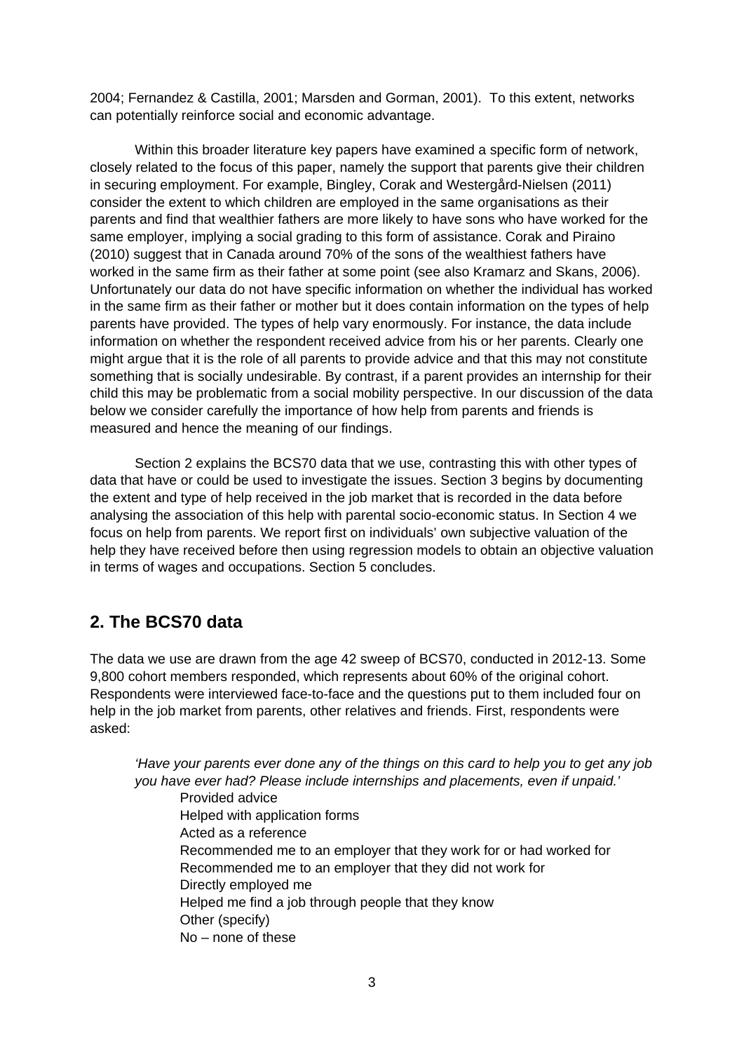2004; Fernandez & Castilla, 2001; Marsden and Gorman, 2001). To this extent, networks can potentially reinforce social and economic advantage.

Within this broader literature key papers have examined a specific form of network, closely related to the focus of this paper, namely the support that parents give their children in securing employment. For example, Bingley, Corak and Westergård-Nielsen (2011) consider the extent to which children are employed in the same organisations as their parents and find that wealthier fathers are more likely to have sons who have worked for the same employer, implying a social grading to this form of assistance. Corak and Piraino (2010) suggest that in Canada around 70% of the sons of the wealthiest fathers have worked in the same firm as their father at some point (see also Kramarz and Skans, 2006). Unfortunately our data do not have specific information on whether the individual has worked in the same firm as their father or mother but it does contain information on the types of help parents have provided. The types of help vary enormously. For instance, the data include information on whether the respondent received advice from his or her parents. Clearly one might argue that it is the role of all parents to provide advice and that this may not constitute something that is socially undesirable. By contrast, if a parent provides an internship for their child this may be problematic from a social mobility perspective. In our discussion of the data below we consider carefully the importance of how help from parents and friends is measured and hence the meaning of our findings.

Section 2 explains the BCS70 data that we use, contrasting this with other types of data that have or could be used to investigate the issues. Section 3 begins by documenting the extent and type of help received in the job market that is recorded in the data before analysing the association of this help with parental socio-economic status. In Section 4 we focus on help from parents. We report first on individuals' own subjective valuation of the help they have received before then using regression models to obtain an objective valuation in terms of wages and occupations. Section 5 concludes.

## 2. The BCS70 data

The data we use are drawn from the age 42 sweep of BCS70, conducted in 2012-13. Some 9,800 cohort members responded, which represents about 60% of the original cohort. Respondents were interviewed face-to-face and the questions put to them included four on help in the job market from parents, other relatives and friends. First, respondents were asked:

> *'Have your parents ever done any of the things on this card to help you to get any job you have ever had? Please include internships and placements, even if unpaid.'*
>
> Provided advice
> Helped with application forms
> Acted as a reference
> Recommended me to an employer that they work for or had worked for
> Recommended me to an employer that they did not work for
> Directly employed me
> Helped me find a job through people that they know
> Other (specify)
> No – none of these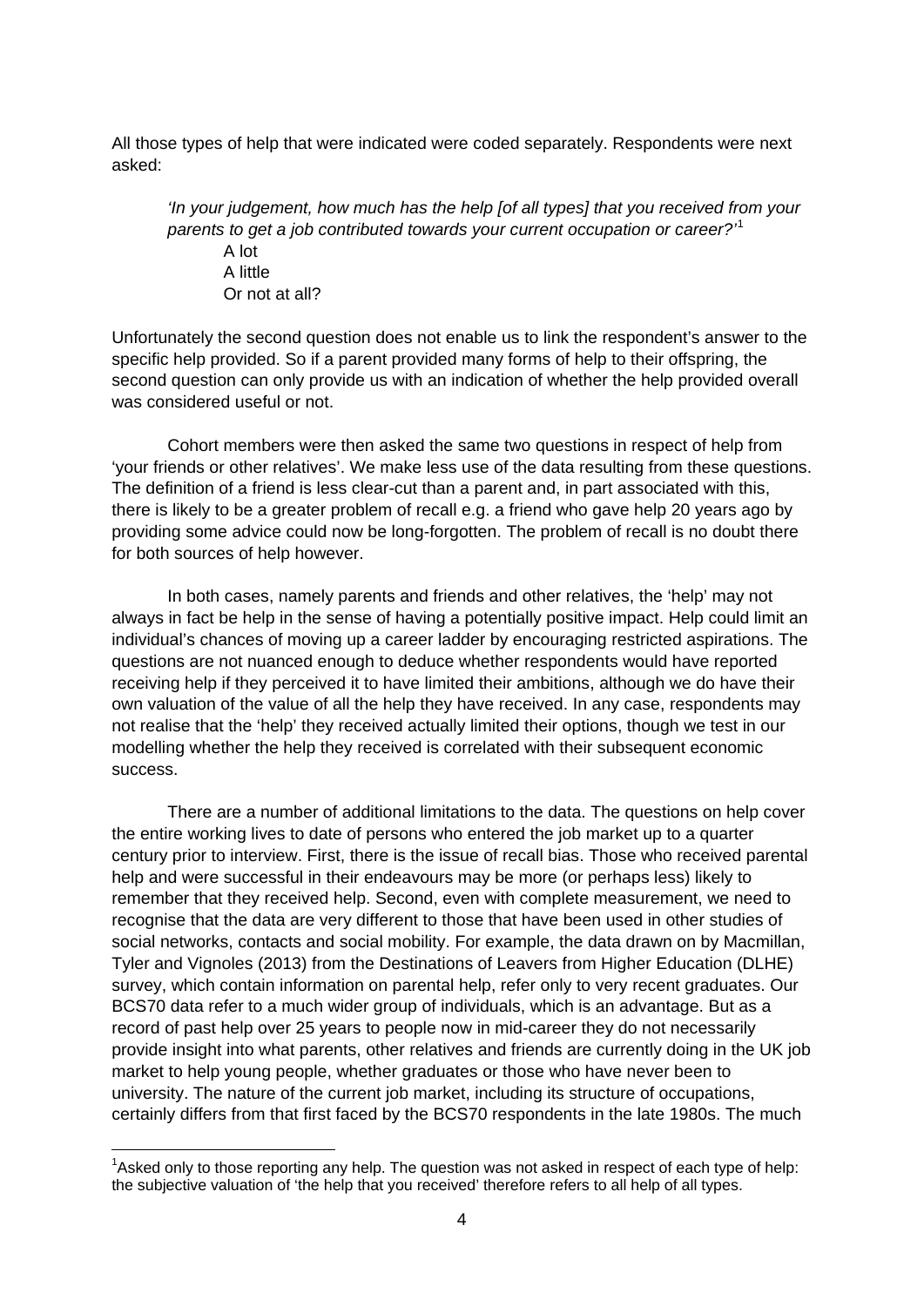All those types of help that were indicated were coded separately. Respondents were next asked:

> *'In your judgement, how much has the help [of all types] that you received from your parents to get a job contributed towards your current occupation or career?'*[1]
>
> A lot
> A little
> Or not at all?

Unfortunately the second question does not enable us to link the respondent's answer to the specific help provided. So if a parent provided many forms of help to their offspring, the second question can only provide us with an indication of whether the help provided overall was considered useful or not.

Cohort members were then asked the same two questions in respect of help from 'your friends or other relatives'. We make less use of the data resulting from these questions. The definition of a friend is less clear-cut than a parent and, in part associated with this, there is likely to be a greater problem of recall e.g. a friend who gave help 20 years ago by providing some advice could now be long-forgotten. The problem of recall is no doubt there for both sources of help however.

In both cases, namely parents and friends and other relatives, the 'help' may not always in fact be help in the sense of having a potentially positive impact. Help could limit an individual's chances of moving up a career ladder by encouraging restricted aspirations. The questions are not nuanced enough to deduce whether respondents would have reported receiving help if they perceived it to have limited their ambitions, although we do have their own valuation of the value of all the help they have received. In any case, respondents may not realise that the 'help' they received actually limited their options, though we test in our modelling whether the help they received is correlated with their subsequent economic success.

There are a number of additional limitations to the data. The questions on help cover the entire working lives to date of persons who entered the job market up to a quarter century prior to interview. First, there is the issue of recall bias. Those who received parental help and were successful in their endeavours may be more (or perhaps less) likely to remember that they received help. Second, even with complete measurement, we need to recognise that the data are very different to those that have been used in other studies of social networks, contacts and social mobility. For example, the data drawn on by Macmillan, Tyler and Vignoles (2013) from the Destinations of Leavers from Higher Education (DLHE) survey, which contain information on parental help, refer only to very recent graduates. Our BCS70 data refer to a much wider group of individuals, which is an advantage. But as a record of past help over 25 years to people now in mid-career they do not necessarily provide insight into what parents, other relatives and friends are currently doing in the UK job market to help young people, whether graduates or those who have never been to university. The nature of the current job market, including its structure of occupations, certainly differs from that first faced by the BCS70 respondents in the late 1980s. The much

[1] Asked only to those reporting any help. The question was not asked in respect of each type of help: the subjective valuation of 'the help that you received' therefore refers to all help of all types.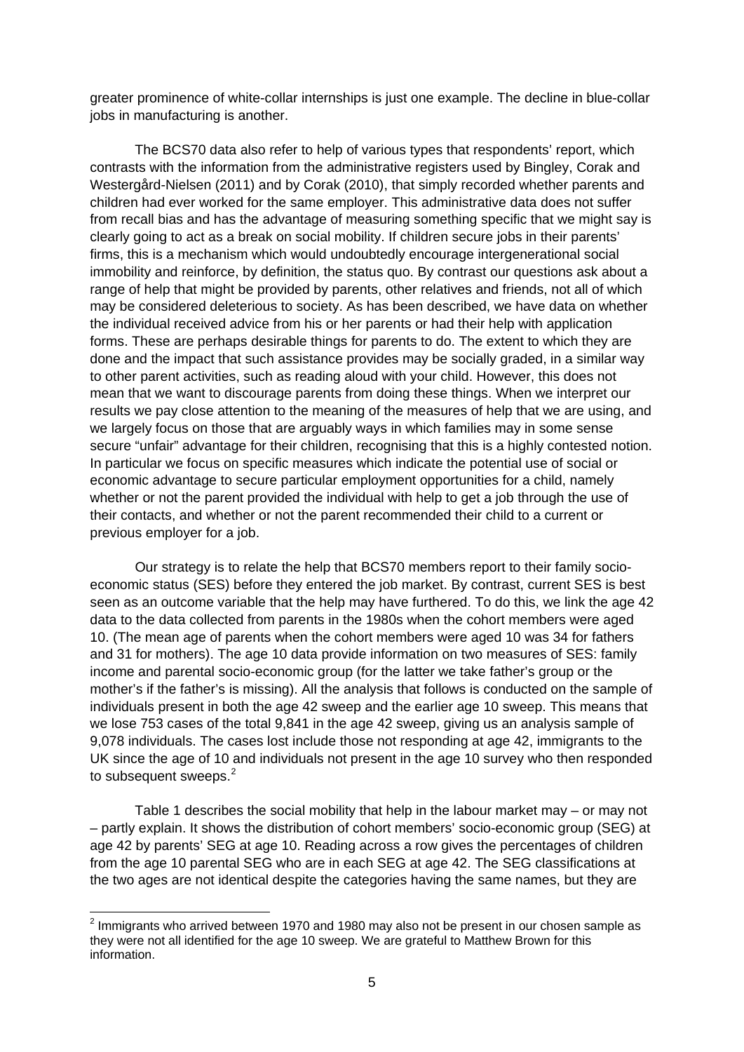greater prominence of white-collar internships is just one example. The decline in blue-collar jobs in manufacturing is another.

The BCS70 data also refer to help of various types that respondents' report, which contrasts with the information from the administrative registers used by Bingley, Corak and Westergård-Nielsen (2011) and by Corak (2010), that simply recorded whether parents and children had ever worked for the same employer. This administrative data does not suffer from recall bias and has the advantage of measuring something specific that we might say is clearly going to act as a break on social mobility. If children secure jobs in their parents' firms, this is a mechanism which would undoubtedly encourage intergenerational social immobility and reinforce, by definition, the status quo. By contrast our questions ask about a range of help that might be provided by parents, other relatives and friends, not all of which may be considered deleterious to society. As has been described, we have data on whether the individual received advice from his or her parents or had their help with application forms. These are perhaps desirable things for parents to do. The extent to which they are done and the impact that such assistance provides may be socially graded, in a similar way to other parent activities, such as reading aloud with your child. However, this does not mean that we want to discourage parents from doing these things. When we interpret our results we pay close attention to the meaning of the measures of help that we are using, and we largely focus on those that are arguably ways in which families may in some sense secure "unfair" advantage for their children, recognising that this is a highly contested notion. In particular we focus on specific measures which indicate the potential use of social or economic advantage to secure particular employment opportunities for a child, namely whether or not the parent provided the individual with help to get a job through the use of their contacts, and whether or not the parent recommended their child to a current or previous employer for a job.

Our strategy is to relate the help that BCS70 members report to their family socio-economic status (SES) before they entered the job market. By contrast, current SES is best seen as an outcome variable that the help may have furthered. To do this, we link the age 42 data to the data collected from parents in the 1980s when the cohort members were aged 10. (The mean age of parents when the cohort members were aged 10 was 34 for fathers and 31 for mothers). The age 10 data provide information on two measures of SES: family income and parental socio-economic group (for the latter we take father's group or the mother's if the father's is missing). All the analysis that follows is conducted on the sample of individuals present in both the age 42 sweep and the earlier age 10 sweep. This means that we lose 753 cases of the total 9,841 in the age 42 sweep, giving us an analysis sample of 9,078 individuals. The cases lost include those not responding at age 42, immigrants to the UK since the age of 10 and individuals not present in the age 10 survey who then responded to subsequent sweeps.[2]

Table 1 describes the social mobility that help in the labour market may – or may not – partly explain. It shows the distribution of cohort members' socio-economic group (SEG) at age 42 by parents' SEG at age 10. Reading across a row gives the percentages of children from the age 10 parental SEG who are in each SEG at age 42. The SEG classifications at the two ages are not identical despite the categories having the same names, but they are

[2] Immigrants who arrived between 1970 and 1980 may also not be present in our chosen sample as they were not all identified for the age 10 sweep. We are grateful to Matthew Brown for this information.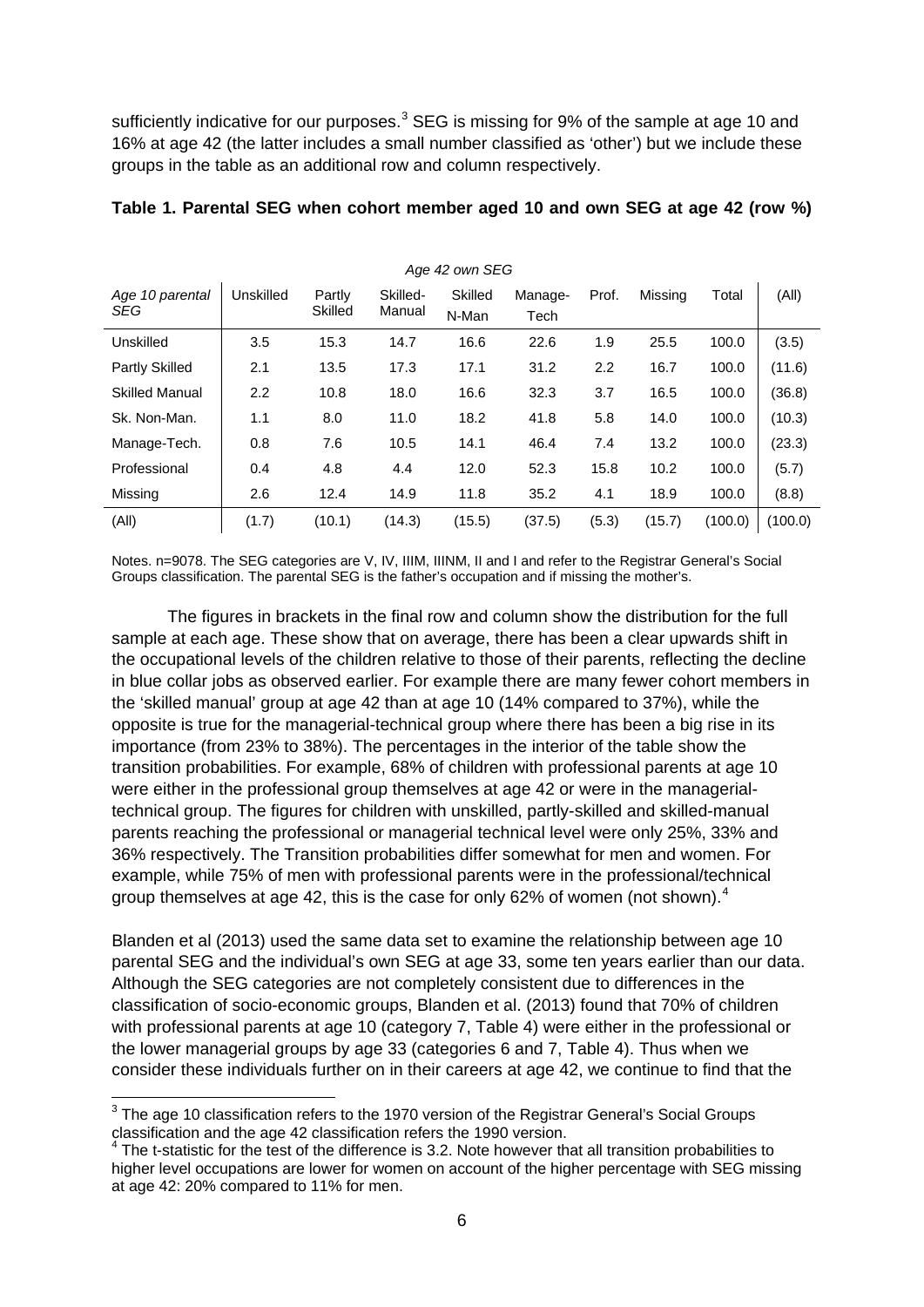sufficiently indicative for our purposes.[3] SEG is missing for 9% of the sample at age 10 and 16% at age 42 (the latter includes a small number classified as 'other') but we include these groups in the table as an additional row and column respectively.

**Table 1. Parental SEG when cohort member aged 10 and own SEG at age 42 (row %)**

| | *Age 42 own SEG* | | | | | | | | |
|---|---|---|---|---|---|---|---|---|---|
| *Age 10 parental SEG* | Unskilled | Partly Skilled | Skilled-Manual | Skilled N-Man | Manage-Tech | Prof. | Missing | Total | (All) |
| Unskilled | 3.5 | 15.3 | 14.7 | 16.6 | 22.6 | 1.9 | 25.5 | 100.0 | (3.5) |
| Partly Skilled | 2.1 | 13.5 | 17.3 | 17.1 | 31.2 | 2.2 | 16.7 | 100.0 | (11.6) |
| Skilled Manual | 2.2 | 10.8 | 18.0 | 16.6 | 32.3 | 3.7 | 16.5 | 100.0 | (36.8) |
| Sk. Non-Man. | 1.1 | 8.0 | 11.0 | 18.2 | 41.8 | 5.8 | 14.0 | 100.0 | (10.3) |
| Manage-Tech. | 0.8 | 7.6 | 10.5 | 14.1 | 46.4 | 7.4 | 13.2 | 100.0 | (23.3) |
| Professional | 0.4 | 4.8 | 4.4 | 12.0 | 52.3 | 15.8 | 10.2 | 100.0 | (5.7) |
| Missing | 2.6 | 12.4 | 14.9 | 11.8 | 35.2 | 4.1 | 18.9 | 100.0 | (8.8) |
| (All) | (1.7) | (10.1) | (14.3) | (15.5) | (37.5) | (5.3) | (15.7) | (100.0) | (100.0) |

Notes. n=9078. The SEG categories are V, IV, IIIM, IIINM, II and I and refer to the Registrar General's Social Groups classification. The parental SEG is the father's occupation and if missing the mother's.

The figures in brackets in the final row and column show the distribution for the full sample at each age. These show that on average, there has been a clear upwards shift in the occupational levels of the children relative to those of their parents, reflecting the decline in blue collar jobs as observed earlier. For example there are many fewer cohort members in the 'skilled manual' group at age 42 than at age 10 (14% compared to 37%), while the opposite is true for the managerial-technical group where there has been a big rise in its importance (from 23% to 38%). The percentages in the interior of the table show the transition probabilities. For example, 68% of children with professional parents at age 10 were either in the professional group themselves at age 42 or were in the managerial-technical group. The figures for children with unskilled, partly-skilled and skilled-manual parents reaching the professional or managerial technical level were only 25%, 33% and 36% respectively. The Transition probabilities differ somewhat for men and women. For example, while 75% of men with professional parents were in the professional/technical group themselves at age 42, this is the case for only 62% of women (not shown).[4]

Blanden et al (2013) used the same data set to examine the relationship between age 10 parental SEG and the individual's own SEG at age 33, some ten years earlier than our data. Although the SEG categories are not completely consistent due to differences in the classification of socio-economic groups, Blanden et al. (2013) found that 70% of children with professional parents at age 10 (category 7, Table 4) were either in the professional or the lower managerial groups by age 33 (categories 6 and 7, Table 4). Thus when we consider these individuals further on in their careers at age 42, we continue to find that the

[3] The age 10 classification refers to the 1970 version of the Registrar General's Social Groups classification and the age 42 classification refers the 1990 version.

[4] The t-statistic for the test of the difference is 3.2. Note however that all transition probabilities to higher level occupations are lower for women on account of the higher percentage with SEG missing at age 42: 20% compared to 11% for men.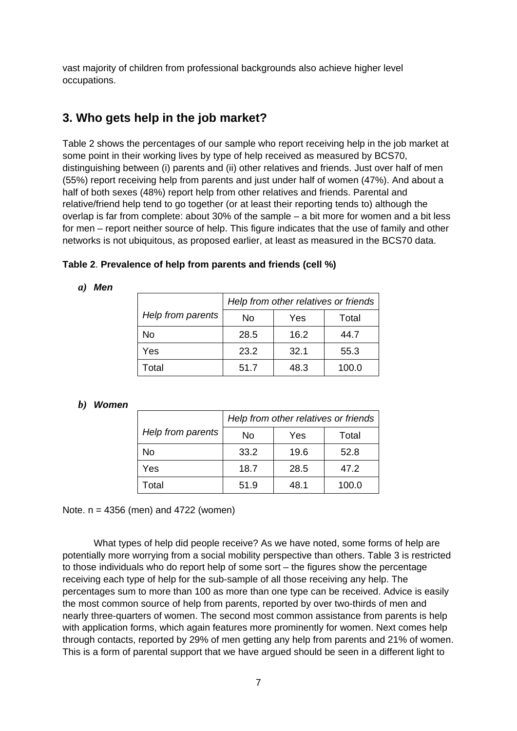vast majority of children from professional backgrounds also achieve higher level occupations.

## 3. Who gets help in the job market?

Table 2 shows the percentages of our sample who report receiving help in the job market at some point in their working lives by type of help received as measured by BCS70, distinguishing between (i) parents and (ii) other relatives and friends. Just over half of men (55%) report receiving help from parents and just under half of women (47%). And about a half of both sexes (48%) report help from other relatives and friends. Parental and relative/friend help tend to go together (or at least their reporting tends to) although the overlap is far from complete: about 30% of the sample – a bit more for women and a bit less for men – report neither source of help. This figure indicates that the use of family and other networks is not ubiquitous, as proposed earlier, at least as measured in the BCS70 data.

**Table 2**. **Prevalence of help from parents and friends (cell %)**

***a) Men***

| | *Help from other relatives or friends* | | |
|---|---|---|---|
| *Help from parents* | No | Yes | Total |
| No | 28.5 | 16.2 | 44.7 |
| Yes | 23.2 | 32.1 | 55.3 |
| Total | 51.7 | 48.3 | 100.0 |

***b) Women***

| | *Help from other relatives or friends* | | |
|---|---|---|---|
| *Help from parents* | No | Yes | Total |
| No | 33.2 | 19.6 | 52.8 |
| Yes | 18.7 | 28.5 | 47.2 |
| Total | 51.9 | 48.1 | 100.0 |

Note. n = 4356 (men) and 4722 (women)

What types of help did people receive? As we have noted, some forms of help are potentially more worrying from a social mobility perspective than others. Table 3 is restricted to those individuals who do report help of some sort – the figures show the percentage receiving each type of help for the sub-sample of all those receiving any help. The percentages sum to more than 100 as more than one type can be received. Advice is easily the most common source of help from parents, reported by over two-thirds of men and nearly three-quarters of women. The second most common assistance from parents is help with application forms, which again features more prominently for women. Next comes help through contacts, reported by 29% of men getting any help from parents and 21% of women. This is a form of parental support that we have argued should be seen in a different light to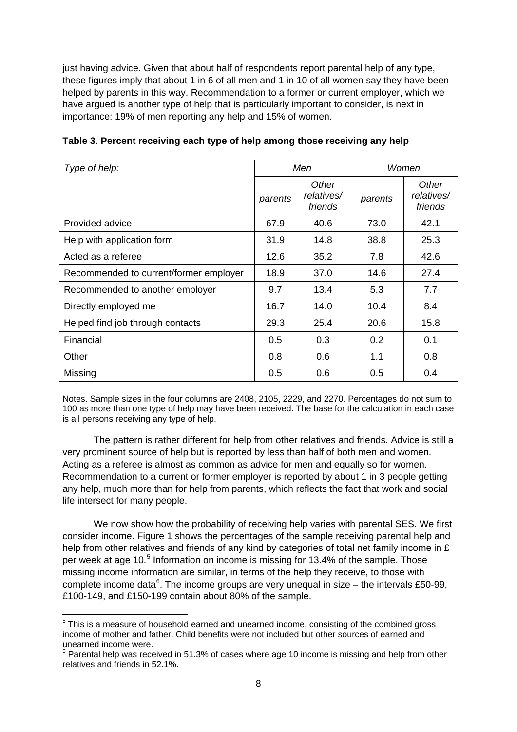just having advice. Given that about half of respondents report parental help of any type, these figures imply that about 1 in 6 of all men and 1 in 10 of all women say they have been helped by parents in this way. Recommendation to a former or current employer, which we have argued is another type of help that is particularly important to consider, is next in importance: 19% of men reporting any help and 15% of women.

**Table 3**. **Percent receiving each type of help among those receiving any help**

| *Type of help:* | *Men* | | *Women* | |
|---|---|---|---|---|
| | *parents* | *Other relatives/ friends* | *parents* | *Other relatives/ friends* |
| Provided advice | 67.9 | 40.6 | 73.0 | 42.1 |
| Help with application form | 31.9 | 14.8 | 38.8 | 25.3 |
| Acted as a referee | 12.6 | 35.2 | 7.8 | 42.6 |
| Recommended to current/former employer | 18.9 | 37.0 | 14.6 | 27.4 |
| Recommended to another employer | 9.7 | 13.4 | 5.3 | 7.7 |
| Directly employed me | 16.7 | 14.0 | 10.4 | 8.4 |
| Helped find job through contacts | 29.3 | 25.4 | 20.6 | 15.8 |
| Financial | 0.5 | 0.3 | 0.2 | 0.1 |
| Other | 0.8 | 0.6 | 1.1 | 0.8 |
| Missing | 0.5 | 0.6 | 0.5 | 0.4 |

Notes. Sample sizes in the four columns are 2408, 2105, 2229, and 2270. Percentages do not sum to 100 as more than one type of help may have been received. The base for the calculation in each case is all persons receiving any type of help.

The pattern is rather different for help from other relatives and friends. Advice is still a very prominent source of help but is reported by less than half of both men and women. Acting as a referee is almost as common as advice for men and equally so for women. Recommendation to a current or former employer is reported by about 1 in 3 people getting any help, much more than for help from parents, which reflects the fact that work and social life intersect for many people.

We now show how the probability of receiving help varies with parental SES. We first consider income. Figure 1 shows the percentages of the sample receiving parental help and help from other relatives and friends of any kind by categories of total net family income in £ per week at age 10.[5] Information on income is missing for 13.4% of the sample. Those missing income information are similar, in terms of the help they receive, to those with complete income data[6]. The income groups are very unequal in size – the intervals £50-99, £100-149, and £150-199 contain about 80% of the sample.

[5] This is a measure of household earned and unearned income, consisting of the combined gross income of mother and father. Child benefits were not included but other sources of earned and unearned income were.

[6] Parental help was received in 51.3% of cases where age 10 income is missing and help from other relatives and friends in 52.1%.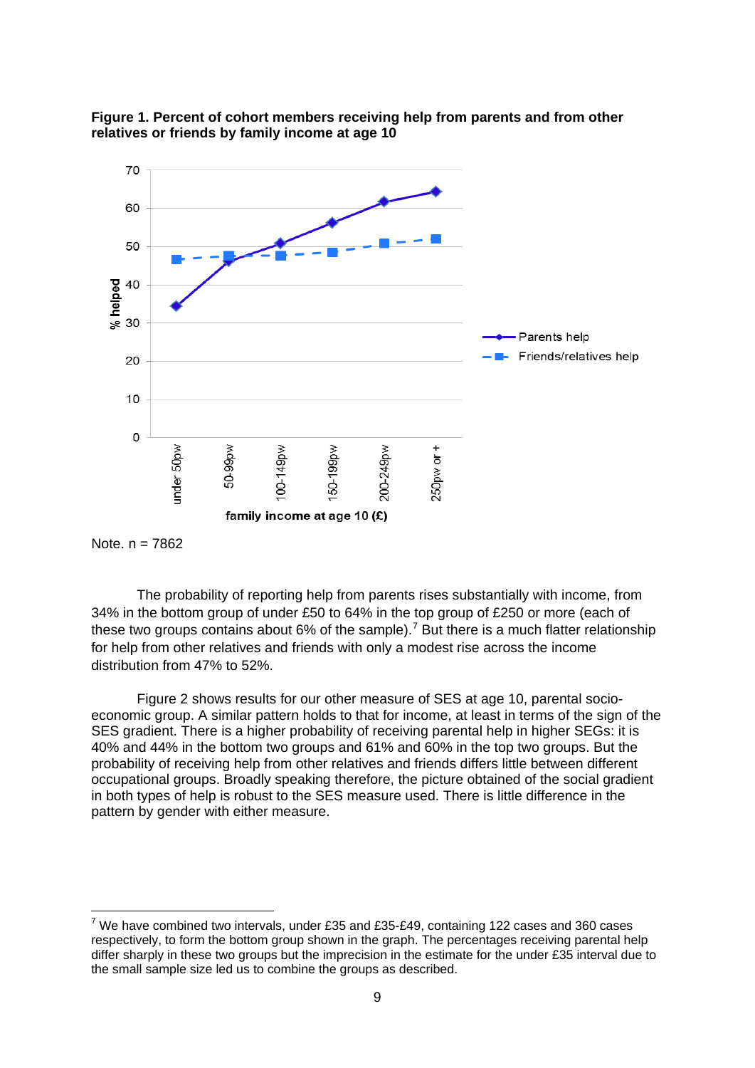**Figure 1. Percent of cohort members receiving help from parents and from other relatives or friends by family income at age 10**

Note. n = 7862

The probability of reporting help from parents rises substantially with income, from 34% in the bottom group of under £50 to 64% in the top group of £250 or more (each of these two groups contains about 6% of the sample).[7] But there is a much flatter relationship for help from other relatives and friends with only a modest rise across the income distribution from 47% to 52%.

Figure 2 shows results for our other measure of SES at age 10, parental socio-economic group. A similar pattern holds to that for income, at least in terms of the sign of the SES gradient. There is a higher probability of receiving parental help in higher SEGs: it is 40% and 44% in the bottom two groups and 61% and 60% in the top two groups. But the probability of receiving help from other relatives and friends differs little between different occupational groups. Broadly speaking therefore, the picture obtained of the social gradient in both types of help is robust to the SES measure used. There is little difference in the pattern by gender with either measure.

---

[7] We have combined two intervals, under £35 and £35-£49, containing 122 cases and 360 cases respectively, to form the bottom group shown in the graph. The percentages receiving parental help differ sharply in these two groups but the imprecision in the estimate for the under £35 interval due to the small sample size led us to combine the groups as described.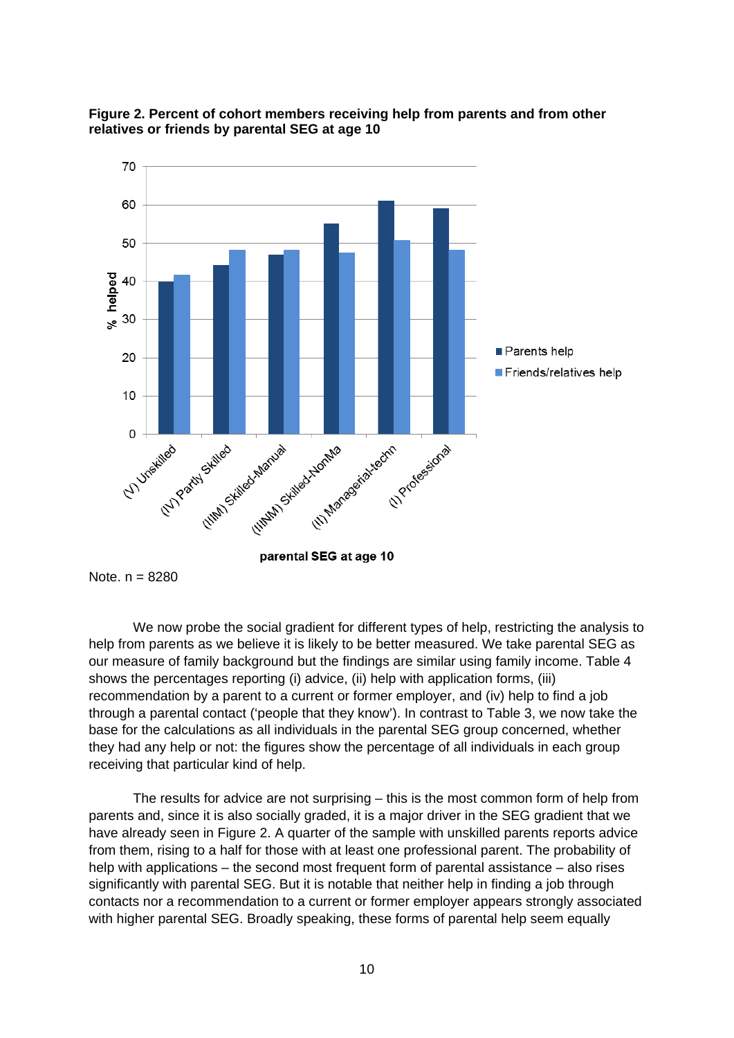**Figure 2. Percent of cohort members receiving help from parents and from other relatives or friends by parental SEG at age 10**

Note. n = 8280

We now probe the social gradient for different types of help, restricting the analysis to help from parents as we believe it is likely to be better measured. We take parental SEG as our measure of family background but the findings are similar using family income. Table 4 shows the percentages reporting (i) advice, (ii) help with application forms, (iii) recommendation by a parent to a current or former employer, and (iv) help to find a job through a parental contact ('people that they know'). In contrast to Table 3, we now take the base for the calculations as all individuals in the parental SEG group concerned, whether they had any help or not: the figures show the percentage of all individuals in each group receiving that particular kind of help.

The results for advice are not surprising – this is the most common form of help from parents and, since it is also socially graded, it is a major driver in the SEG gradient that we have already seen in Figure 2. A quarter of the sample with unskilled parents reports advice from them, rising to a half for those with at least one professional parent. The probability of help with applications – the second most frequent form of parental assistance – also rises significantly with parental SEG. But it is notable that neither help in finding a job through contacts nor a recommendation to a current or former employer appears strongly associated with higher parental SEG. Broadly speaking, these forms of parental help seem equally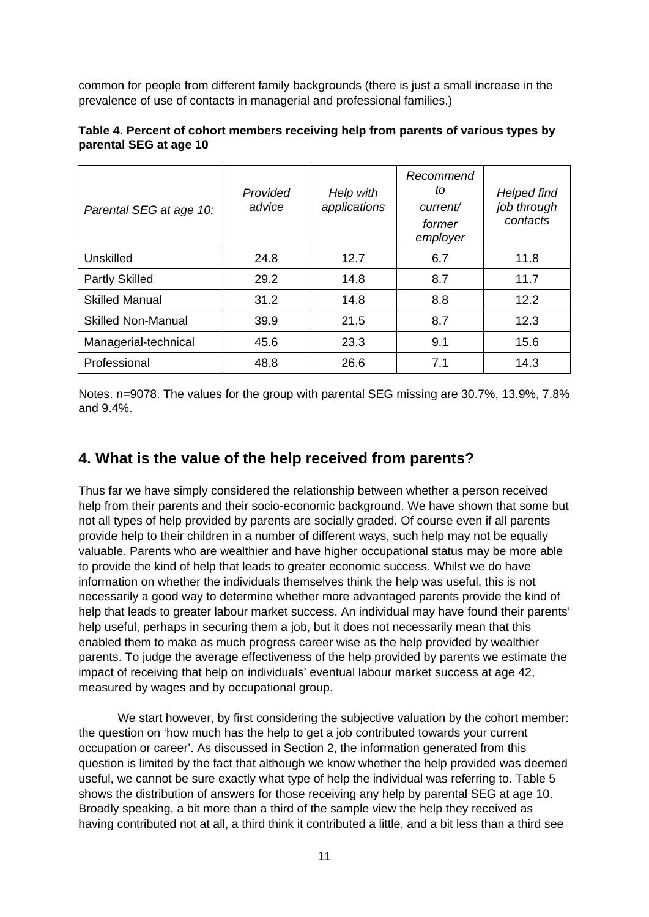common for people from different family backgrounds (there is just a small increase in the prevalence of use of contacts in managerial and professional families.)

**Table 4. Percent of cohort members receiving help from parents of various types by parental SEG at age 10**

| *Parental SEG at age 10:* | *Provided advice* | *Help with applications* | *Recommend to current/ former employer* | *Helped find job through contacts* |
|---|---|---|---|---|
| Unskilled | 24.8 | 12.7 | 6.7 | 11.8 |
| Partly Skilled | 29.2 | 14.8 | 8.7 | 11.7 |
| Skilled Manual | 31.2 | 14.8 | 8.8 | 12.2 |
| Skilled Non-Manual | 39.9 | 21.5 | 8.7 | 12.3 |
| Managerial-technical | 45.6 | 23.3 | 9.1 | 15.6 |
| Professional | 48.8 | 26.6 | 7.1 | 14.3 |

Notes. n=9078. The values for the group with parental SEG missing are 30.7%, 13.9%, 7.8% and 9.4%.

## 4. What is the value of the help received from parents?

Thus far we have simply considered the relationship between whether a person received help from their parents and their socio-economic background. We have shown that some but not all types of help provided by parents are socially graded. Of course even if all parents provide help to their children in a number of different ways, such help may not be equally valuable. Parents who are wealthier and have higher occupational status may be more able to provide the kind of help that leads to greater economic success. Whilst we do have information on whether the individuals themselves think the help was useful, this is not necessarily a good way to determine whether more advantaged parents provide the kind of help that leads to greater labour market success. An individual may have found their parents' help useful, perhaps in securing them a job, but it does not necessarily mean that this enabled them to make as much progress career wise as the help provided by wealthier parents. To judge the average effectiveness of the help provided by parents we estimate the impact of receiving that help on individuals' eventual labour market success at age 42, measured by wages and by occupational group.

We start however, by first considering the subjective valuation by the cohort member: the question on 'how much has the help to get a job contributed towards your current occupation or career'. As discussed in Section 2, the information generated from this question is limited by the fact that although we know whether the help provided was deemed useful, we cannot be sure exactly what type of help the individual was referring to. Table 5 shows the distribution of answers for those receiving any help by parental SEG at age 10. Broadly speaking, a bit more than a third of the sample view the help they received as having contributed not at all, a third think it contributed a little, and a bit less than a third see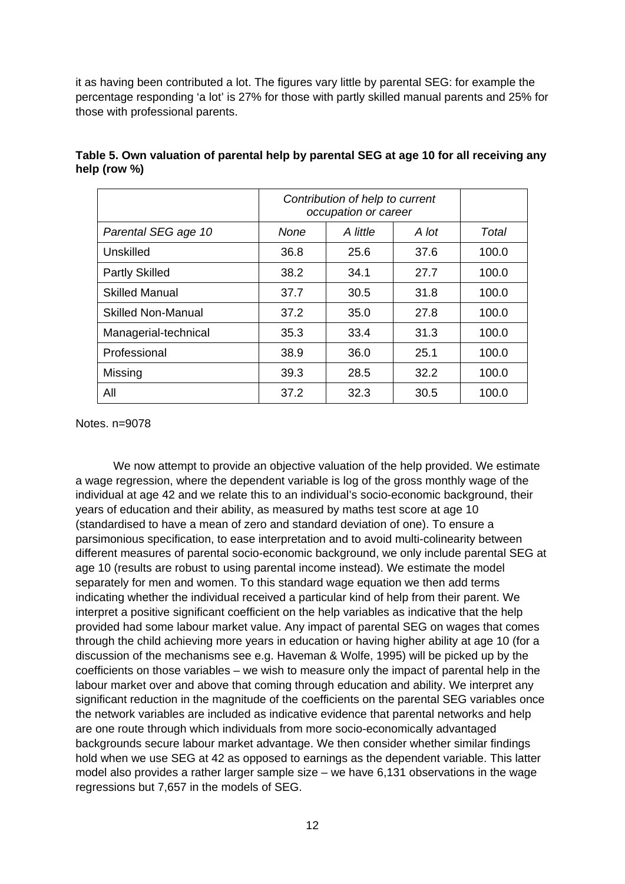it as having been contributed a lot. The figures vary little by parental SEG: for example the percentage responding 'a lot' is 27% for those with partly skilled manual parents and 25% for those with professional parents.

**Table 5. Own valuation of parental help by parental SEG at age 10 for all receiving any help (row %)**

| | *Contribution of help to current occupation or career* | | | |
|---|---|---|---|---|
| *Parental SEG age 10* | *None* | *A little* | *A lot* | *Total* |
| Unskilled | 36.8 | 25.6 | 37.6 | 100.0 |
| Partly Skilled | 38.2 | 34.1 | 27.7 | 100.0 |
| Skilled Manual | 37.7 | 30.5 | 31.8 | 100.0 |
| Skilled Non-Manual | 37.2 | 35.0 | 27.8 | 100.0 |
| Managerial-technical | 35.3 | 33.4 | 31.3 | 100.0 |
| Professional | 38.9 | 36.0 | 25.1 | 100.0 |
| Missing | 39.3 | 28.5 | 32.2 | 100.0 |
| All | 37.2 | 32.3 | 30.5 | 100.0 |

Notes. n=9078

We now attempt to provide an objective valuation of the help provided. We estimate a wage regression, where the dependent variable is log of the gross monthly wage of the individual at age 42 and we relate this to an individual's socio-economic background, their years of education and their ability, as measured by maths test score at age 10 (standardised to have a mean of zero and standard deviation of one). To ensure a parsimonious specification, to ease interpretation and to avoid multi-colinearity between different measures of parental socio-economic background, we only include parental SEG at age 10 (results are robust to using parental income instead). We estimate the model separately for men and women. To this standard wage equation we then add terms indicating whether the individual received a particular kind of help from their parent. We interpret a positive significant coefficient on the help variables as indicative that the help provided had some labour market value. Any impact of parental SEG on wages that comes through the child achieving more years in education or having higher ability at age 10 (for a discussion of the mechanisms see e.g. Haveman & Wolfe, 1995) will be picked up by the coefficients on those variables – we wish to measure only the impact of parental help in the labour market over and above that coming through education and ability. We interpret any significant reduction in the magnitude of the coefficients on the parental SEG variables once the network variables are included as indicative evidence that parental networks and help are one route through which individuals from more socio-economically advantaged backgrounds secure labour market advantage. We then consider whether similar findings hold when we use SEG at 42 as opposed to earnings as the dependent variable. This latter model also provides a rather larger sample size – we have 6,131 observations in the wage regressions but 7,657 in the models of SEG.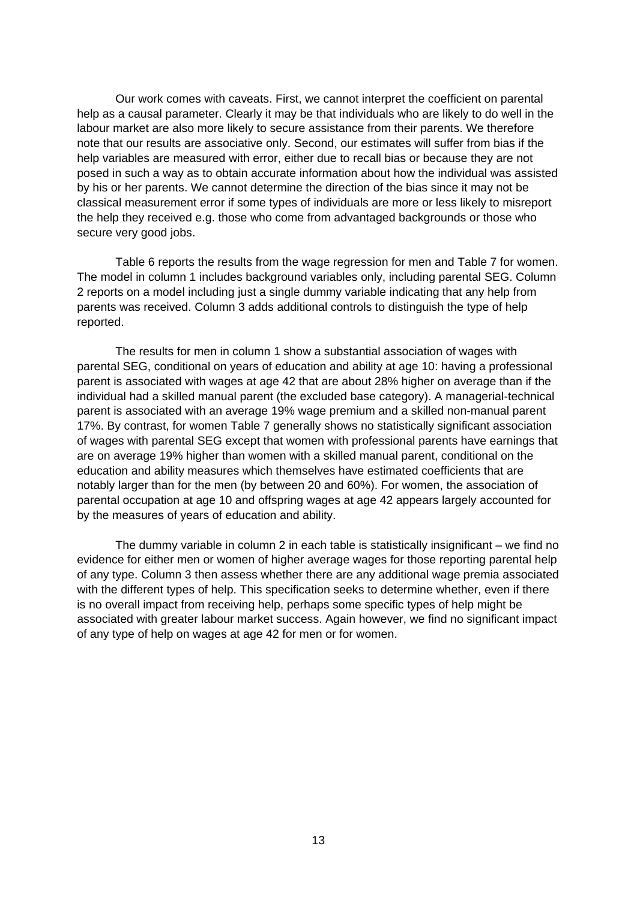Our work comes with caveats. First, we cannot interpret the coefficient on parental help as a causal parameter. Clearly it may be that individuals who are likely to do well in the labour market are also more likely to secure assistance from their parents. We therefore note that our results are associative only. Second, our estimates will suffer from bias if the help variables are measured with error, either due to recall bias or because they are not posed in such a way as to obtain accurate information about how the individual was assisted by his or her parents. We cannot determine the direction of the bias since it may not be classical measurement error if some types of individuals are more or less likely to misreport the help they received e.g. those who come from advantaged backgrounds or those who secure very good jobs.

Table 6 reports the results from the wage regression for men and Table 7 for women. The model in column 1 includes background variables only, including parental SEG. Column 2 reports on a model including just a single dummy variable indicating that any help from parents was received. Column 3 adds additional controls to distinguish the type of help reported.

The results for men in column 1 show a substantial association of wages with parental SEG, conditional on years of education and ability at age 10: having a professional parent is associated with wages at age 42 that are about 28% higher on average than if the individual had a skilled manual parent (the excluded base category). A managerial-technical parent is associated with an average 19% wage premium and a skilled non-manual parent 17%. By contrast, for women Table 7 generally shows no statistically significant association of wages with parental SEG except that women with professional parents have earnings that are on average 19% higher than women with a skilled manual parent, conditional on the education and ability measures which themselves have estimated coefficients that are notably larger than for the men (by between 20 and 60%). For women, the association of parental occupation at age 10 and offspring wages at age 42 appears largely accounted for by the measures of years of education and ability.

The dummy variable in column 2 in each table is statistically insignificant – we find no evidence for either men or women of higher average wages for those reporting parental help of any type. Column 3 then assess whether there are any additional wage premia associated with the different types of help. This specification seeks to determine whether, even if there is no overall impact from receiving help, perhaps some specific types of help might be associated with greater labour market success. Again however, we find no significant impact of any type of help on wages at age 42 for men or for women.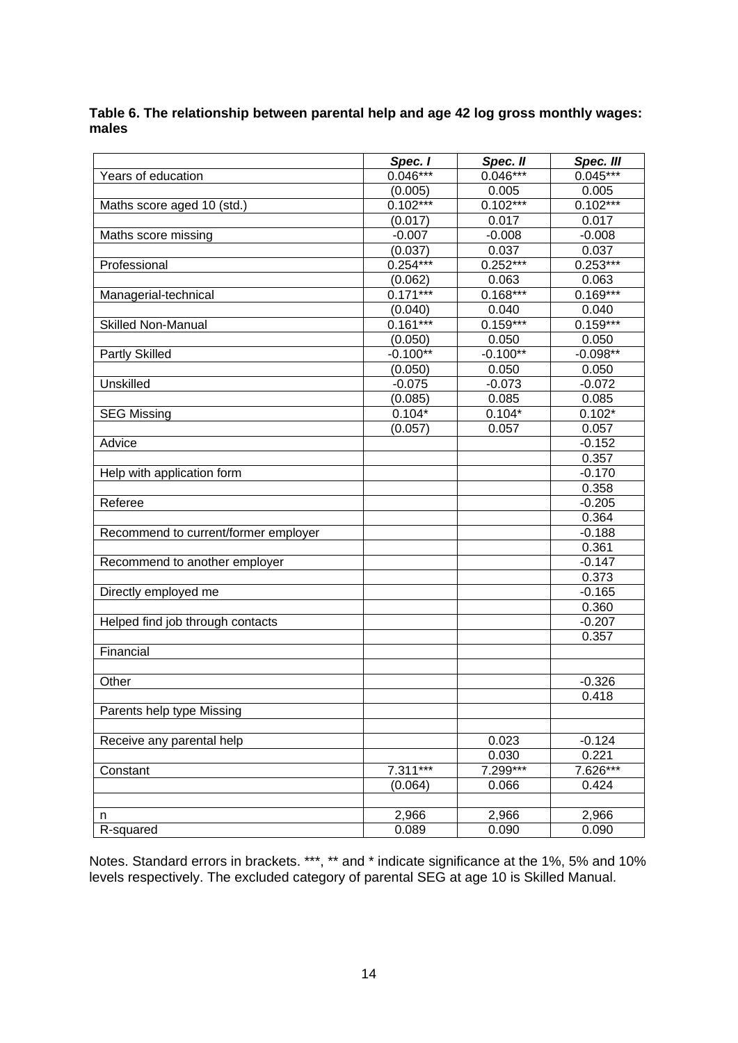**Table 6. The relationship between parental help and age 42 log gross monthly wages: males**

| | *Spec. I* | *Spec. II* | *Spec. III* |
|---|---|---|---|
| Years of education | 0.046*** | 0.046*** | 0.045*** |
| | (0.005) | 0.005 | 0.005 |
| Maths score aged 10 (std.) | 0.102*** | 0.102*** | 0.102*** |
| | (0.017) | 0.017 | 0.017 |
| Maths score missing | -0.007 | -0.008 | -0.008 |
| | (0.037) | 0.037 | 0.037 |
| Professional | 0.254*** | 0.252*** | 0.253*** |
| | (0.062) | 0.063 | 0.063 |
| Managerial-technical | 0.171*** | 0.168*** | 0.169*** |
| | (0.040) | 0.040 | 0.040 |
| Skilled Non-Manual | 0.161*** | 0.159*** | 0.159*** |
| | (0.050) | 0.050 | 0.050 |
| Partly Skilled | -0.100** | -0.100** | -0.098** |
| | (0.050) | 0.050 | 0.050 |
| Unskilled | -0.075 | -0.073 | -0.072 |
| | (0.085) | 0.085 | 0.085 |
| SEG Missing | 0.104* | 0.104* | 0.102* |
| | (0.057) | 0.057 | 0.057 |
| Advice | | | -0.152 |
| | | | 0.357 |
| Help with application form | | | -0.170 |
| | | | 0.358 |
| Referee | | | -0.205 |
| | | | 0.364 |
| Recommend to current/former employer | | | -0.188 |
| | | | 0.361 |
| Recommend to another employer | | | -0.147 |
| | | | 0.373 |
| Directly employed me | | | -0.165 |
| | | | 0.360 |
| Helped find job through contacts | | | -0.207 |
| | | | 0.357 |
| Financial | | | |
| | | | |
| Other | | | -0.326 |
| | | | 0.418 |
| Parents help type Missing | | | |
| | | | |
| Receive any parental help | | 0.023 | -0.124 |
| | | 0.030 | 0.221 |
| Constant | 7.311*** | 7.299*** | 7.626*** |
| | (0.064) | 0.066 | 0.424 |
| | | | |
| n | 2,966 | 2,966 | 2,966 |
| R-squared | 0.089 | 0.090 | 0.090 |

Notes. Standard errors in brackets. ***, ** and * indicate significance at the 1%, 5% and 10% levels respectively. The excluded category of parental SEG at age 10 is Skilled Manual.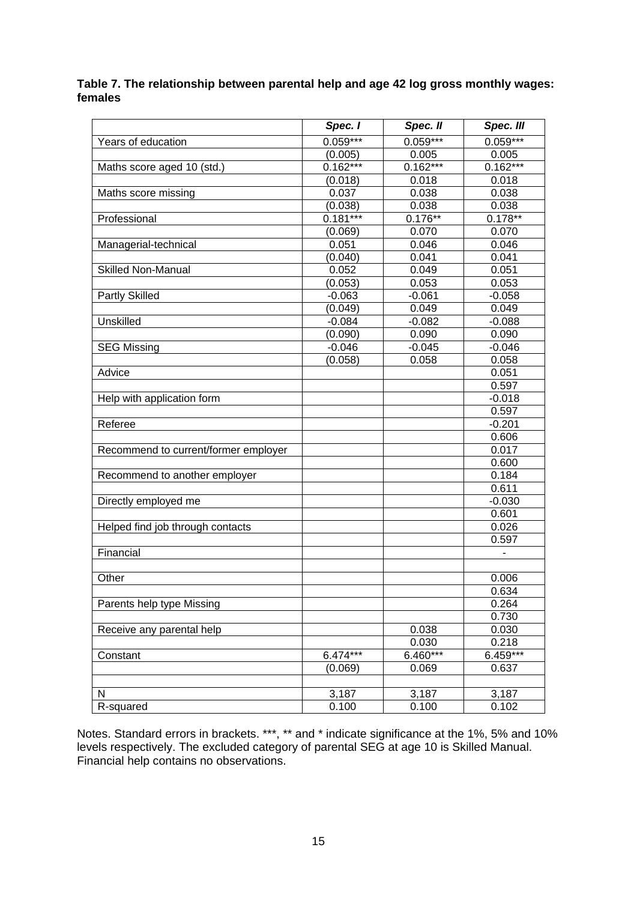**Table 7. The relationship between parental help and age 42 log gross monthly wages: females**

| | *Spec. I* | *Spec. II* | *Spec. III* |
|---|---|---|---|
| Years of education | 0.059*** | 0.059*** | 0.059*** |
| | (0.005) | 0.005 | 0.005 |
| Maths score aged 10 (std.) | 0.162*** | 0.162*** | 0.162*** |
| | (0.018) | 0.018 | 0.018 |
| Maths score missing | 0.037 | 0.038 | 0.038 |
| | (0.038) | 0.038 | 0.038 |
| Professional | 0.181*** | 0.176** | 0.178** |
| | (0.069) | 0.070 | 0.070 |
| Managerial-technical | 0.051 | 0.046 | 0.046 |
| | (0.040) | 0.041 | 0.041 |
| Skilled Non-Manual | 0.052 | 0.049 | 0.051 |
| | (0.053) | 0.053 | 0.053 |
| Partly Skilled | -0.063 | -0.061 | -0.058 |
| | (0.049) | 0.049 | 0.049 |
| Unskilled | -0.084 | -0.082 | -0.088 |
| | (0.090) | 0.090 | 0.090 |
| SEG Missing | -0.046 | -0.045 | -0.046 |
| | (0.058) | 0.058 | 0.058 |
| Advice | | | 0.051 |
| | | | 0.597 |
| Help with application form | | | -0.018 |
| | | | 0.597 |
| Referee | | | -0.201 |
| | | | 0.606 |
| Recommend to current/former employer | | | 0.017 |
| | | | 0.600 |
| Recommend to another employer | | | 0.184 |
| | | | 0.611 |
| Directly employed me | | | -0.030 |
| | | | 0.601 |
| Helped find job through contacts | | | 0.026 |
| | | | 0.597 |
| Financial | | | - |
| | | | |
| Other | | | 0.006 |
| | | | 0.634 |
| Parents help type Missing | | | 0.264 |
| | | | 0.730 |
| Receive any parental help | | 0.038 | 0.030 |
| | | 0.030 | 0.218 |
| Constant | 6.474*** | 6.460*** | 6.459*** |
| | (0.069) | 0.069 | 0.637 |
| | | | |
| N | 3,187 | 3,187 | 3,187 |
| R-squared | 0.100 | 0.100 | 0.102 |

Notes. Standard errors in brackets. ***, ** and * indicate significance at the 1%, 5% and 10% levels respectively. The excluded category of parental SEG at age 10 is Skilled Manual. Financial help contains no observations.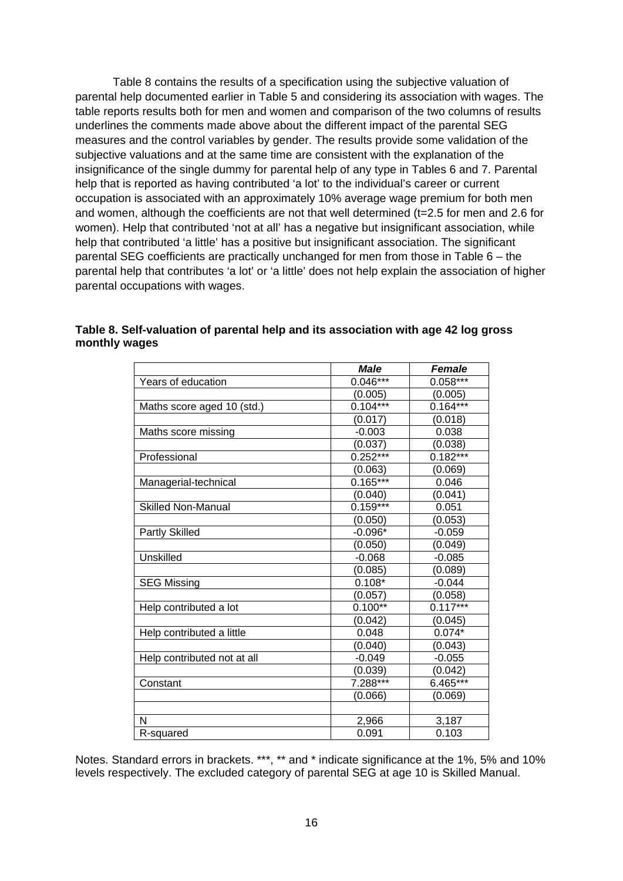Table 8 contains the results of a specification using the subjective valuation of parental help documented earlier in Table 5 and considering its association with wages. The table reports results both for men and women and comparison of the two columns of results underlines the comments made above about the different impact of the parental SEG measures and the control variables by gender. The results provide some validation of the subjective valuations and at the same time are consistent with the explanation of the insignificance of the single dummy for parental help of any type in Tables 6 and 7. Parental help that is reported as having contributed 'a lot' to the individual's career or current occupation is associated with an approximately 10% average wage premium for both men and women, although the coefficients are not that well determined (t=2.5 for men and 2.6 for women). Help that contributed 'not at all' has a negative but insignificant association, while help that contributed 'a little' has a positive but insignificant association. The significant parental SEG coefficients are practically unchanged for men from those in Table 6 – the parental help that contributes 'a lot' or 'a little' does not help explain the association of higher parental occupations with wages.

**Table 8. Self-valuation of parental help and its association with age 42 log gross monthly wages**

| | ***Male*** | ***Female*** |
|---|---|---|
| Years of education | 0.046*** | 0.058*** |
| | (0.005) | (0.005) |
| Maths score aged 10 (std.) | 0.104*** | 0.164*** |
| | (0.017) | (0.018) |
| Maths score missing | -0.003 | 0.038 |
| | (0.037) | (0.038) |
| Professional | 0.252*** | 0.182*** |
| | (0.063) | (0.069) |
| Managerial-technical | 0.165*** | 0.046 |
| | (0.040) | (0.041) |
| Skilled Non-Manual | 0.159*** | 0.051 |
| | (0.050) | (0.053) |
| Partly Skilled | -0.096* | -0.059 |
| | (0.050) | (0.049) |
| Unskilled | -0.068 | -0.085 |
| | (0.085) | (0.089) |
| SEG Missing | 0.108* | -0.044 |
| | (0.057) | (0.058) |
| Help contributed a lot | 0.100** | 0.117*** |
| | (0.042) | (0.045) |
| Help contributed a little | 0.048 | 0.074* |
| | (0.040) | (0.043) |
| Help contributed not at all | -0.049 | -0.055 |
| | (0.039) | (0.042) |
| Constant | 7.288*** | 6.465*** |
| | (0.066) | (0.069) |
| | | |
| N | 2,966 | 3,187 |
| R-squared | 0.091 | 0.103 |

Notes. Standard errors in brackets. ***, ** and * indicate significance at the 1%, 5% and 10% levels respectively. The excluded category of parental SEG at age 10 is Skilled Manual.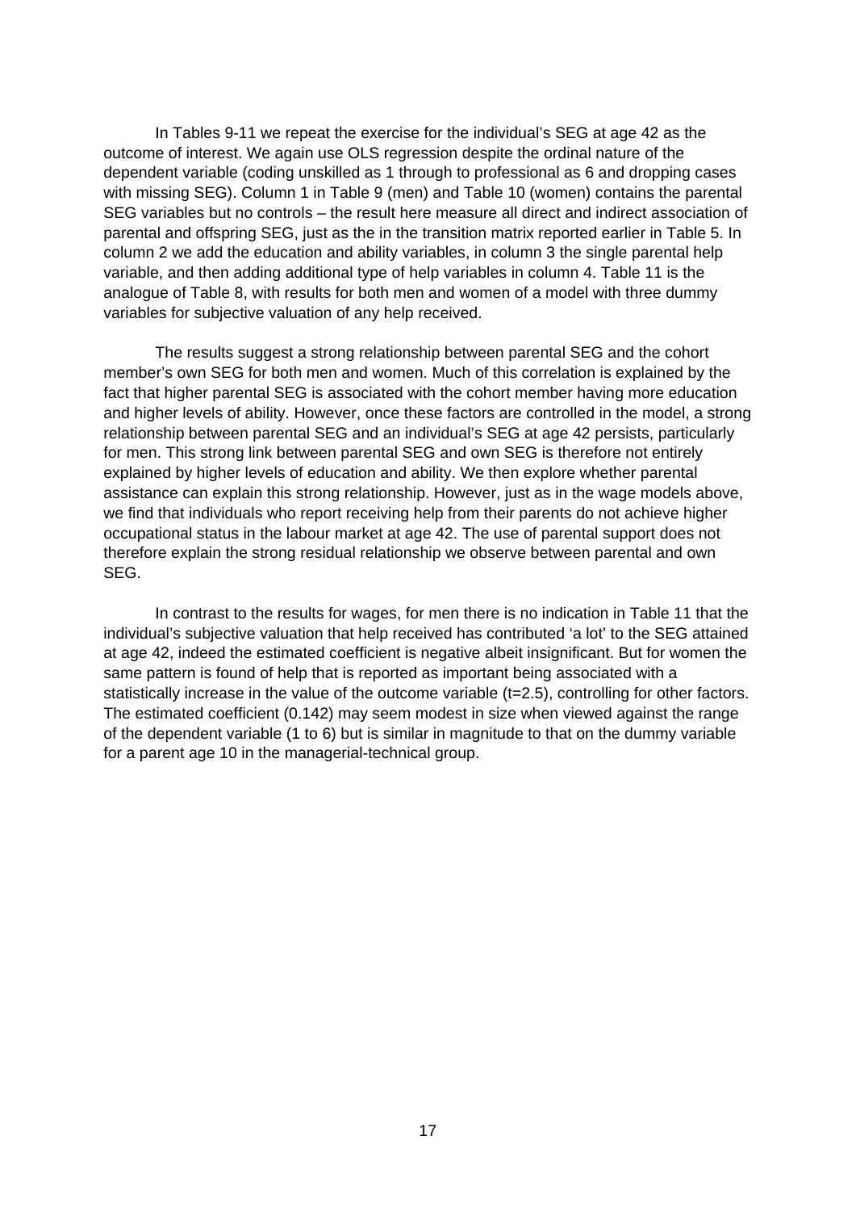In Tables 9-11 we repeat the exercise for the individual's SEG at age 42 as the outcome of interest. We again use OLS regression despite the ordinal nature of the dependent variable (coding unskilled as 1 through to professional as 6 and dropping cases with missing SEG). Column 1 in Table 9 (men) and Table 10 (women) contains the parental SEG variables but no controls – the result here measure all direct and indirect association of parental and offspring SEG, just as the in the transition matrix reported earlier in Table 5. In column 2 we add the education and ability variables, in column 3 the single parental help variable, and then adding additional type of help variables in column 4. Table 11 is the analogue of Table 8, with results for both men and women of a model with three dummy variables for subjective valuation of any help received.

The results suggest a strong relationship between parental SEG and the cohort member's own SEG for both men and women. Much of this correlation is explained by the fact that higher parental SEG is associated with the cohort member having more education and higher levels of ability. However, once these factors are controlled in the model, a strong relationship between parental SEG and an individual's SEG at age 42 persists, particularly for men. This strong link between parental SEG and own SEG is therefore not entirely explained by higher levels of education and ability. We then explore whether parental assistance can explain this strong relationship. However, just as in the wage models above, we find that individuals who report receiving help from their parents do not achieve higher occupational status in the labour market at age 42. The use of parental support does not therefore explain the strong residual relationship we observe between parental and own SEG.

In contrast to the results for wages, for men there is no indication in Table 11 that the individual's subjective valuation that help received has contributed 'a lot' to the SEG attained at age 42, indeed the estimated coefficient is negative albeit insignificant. But for women the same pattern is found of help that is reported as important being associated with a statistically increase in the value of the outcome variable (t=2.5), controlling for other factors. The estimated coefficient (0.142) may seem modest in size when viewed against the range of the dependent variable (1 to 6) but is similar in magnitude to that on the dummy variable for a parent age 10 in the managerial-technical group.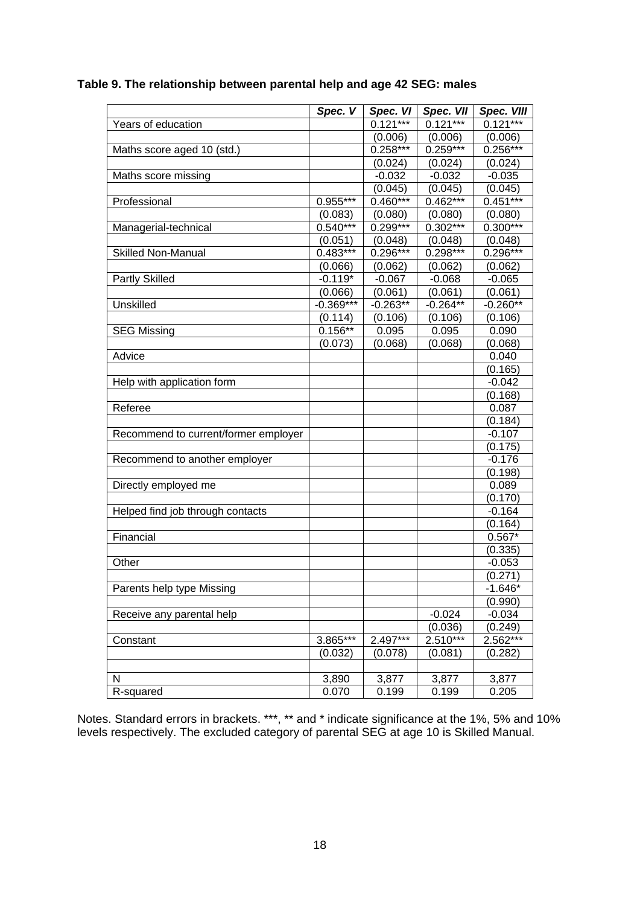**Table 9. The relationship between parental help and age 42 SEG: males**

| | *Spec. V* | *Spec. VI* | *Spec. VII* | *Spec. VIII* |
|---|---|---|---|---|
| Years of education | | 0.121*** | 0.121*** | 0.121*** |
| | | (0.006) | (0.006) | (0.006) |
| Maths score aged 10 (std.) | | 0.258*** | 0.259*** | 0.256*** |
| | | (0.024) | (0.024) | (0.024) |
| Maths score missing | | -0.032 | -0.032 | -0.035 |
| | | (0.045) | (0.045) | (0.045) |
| Professional | 0.955*** | 0.460*** | 0.462*** | 0.451*** |
| | (0.083) | (0.080) | (0.080) | (0.080) |
| Managerial-technical | 0.540*** | 0.299*** | 0.302*** | 0.300*** |
| | (0.051) | (0.048) | (0.048) | (0.048) |
| Skilled Non-Manual | 0.483*** | 0.296*** | 0.298*** | 0.296*** |
| | (0.066) | (0.062) | (0.062) | (0.062) |
| Partly Skilled | -0.119* | -0.067 | -0.068 | -0.065 |
| | (0.066) | (0.061) | (0.061) | (0.061) |
| Unskilled | -0.369*** | -0.263** | -0.264** | -0.260** |
| | (0.114) | (0.106) | (0.106) | (0.106) |
| SEG Missing | 0.156** | 0.095 | 0.095 | 0.090 |
| | (0.073) | (0.068) | (0.068) | (0.068) |
| Advice | | | | 0.040 |
| | | | | (0.165) |
| Help with application form | | | | -0.042 |
| | | | | (0.168) |
| Referee | | | | 0.087 |
| | | | | (0.184) |
| Recommend to current/former employer | | | | -0.107 |
| | | | | (0.175) |
| Recommend to another employer | | | | -0.176 |
| | | | | (0.198) |
| Directly employed me | | | | 0.089 |
| | | | | (0.170) |
| Helped find job through contacts | | | | -0.164 |
| | | | | (0.164) |
| Financial | | | | 0.567* |
| | | | | (0.335) |
| Other | | | | -0.053 |
| | | | | (0.271) |
| Parents help type Missing | | | | -1.646* |
| | | | | (0.990) |
| Receive any parental help | | | -0.024 | -0.034 |
| | | | (0.036) | (0.249) |
| Constant | 3.865*** | 2.497*** | 2.510*** | 2.562*** |
| | (0.032) | (0.078) | (0.081) | (0.282) |
| | | | | |
| N | 3,890 | 3,877 | 3,877 | 3,877 |
| R-squared | 0.070 | 0.199 | 0.199 | 0.205 |

Notes. Standard errors in brackets. ***, ** and * indicate significance at the 1%, 5% and 10% levels respectively. The excluded category of parental SEG at age 10 is Skilled Manual.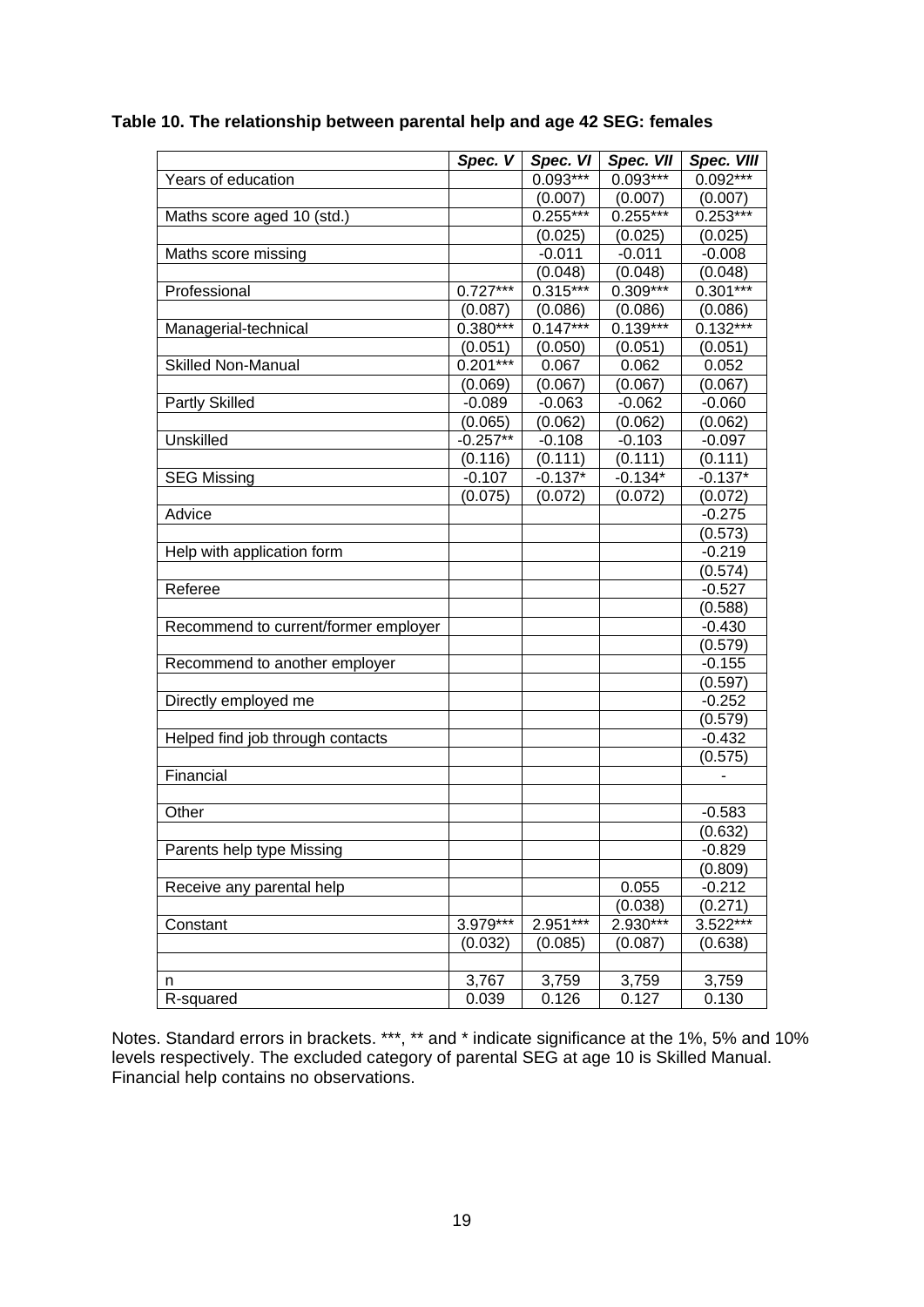**Table 10. The relationship between parental help and age 42 SEG: females**

| | *Spec. V* | *Spec. VI* | *Spec. VII* | *Spec. VIII* |
|---|---|---|---|---|
| Years of education | | 0.093*** | 0.093*** | 0.092*** |
| | | (0.007) | (0.007) | (0.007) |
| Maths score aged 10 (std.) | | 0.255*** | 0.255*** | 0.253*** |
| | | (0.025) | (0.025) | (0.025) |
| Maths score missing | | -0.011 | -0.011 | -0.008 |
| | | (0.048) | (0.048) | (0.048) |
| Professional | 0.727*** | 0.315*** | 0.309*** | 0.301*** |
| | (0.087) | (0.086) | (0.086) | (0.086) |
| Managerial-technical | 0.380*** | 0.147*** | 0.139*** | 0.132*** |
| | (0.051) | (0.050) | (0.051) | (0.051) |
| Skilled Non-Manual | 0.201*** | 0.067 | 0.062 | 0.052 |
| | (0.069) | (0.067) | (0.067) | (0.067) |
| Partly Skilled | -0.089 | -0.063 | -0.062 | -0.060 |
| | (0.065) | (0.062) | (0.062) | (0.062) |
| Unskilled | -0.257** | -0.108 | -0.103 | -0.097 |
| | (0.116) | (0.111) | (0.111) | (0.111) |
| SEG Missing | -0.107 | -0.137* | -0.134* | -0.137* |
| | (0.075) | (0.072) | (0.072) | (0.072) |
| Advice | | | | -0.275 |
| | | | | (0.573) |
| Help with application form | | | | -0.219 |
| | | | | (0.574) |
| Referee | | | | -0.527 |
| | | | | (0.588) |
| Recommend to current/former employer | | | | -0.430 |
| | | | | (0.579) |
| Recommend to another employer | | | | -0.155 |
| | | | | (0.597) |
| Directly employed me | | | | -0.252 |
| | | | | (0.579) |
| Helped find job through contacts | | | | -0.432 |
| | | | | (0.575) |
| Financial | | | | - |
| | | | | |
| Other | | | | -0.583 |
| | | | | (0.632) |
| Parents help type Missing | | | | -0.829 |
| | | | | (0.809) |
| Receive any parental help | | | 0.055 | -0.212 |
| | | | (0.038) | (0.271) |
| Constant | 3.979*** | 2.951*** | 2.930*** | 3.522*** |
| | (0.032) | (0.085) | (0.087) | (0.638) |
| | | | | |
| n | 3,767 | 3,759 | 3,759 | 3,759 |
| R-squared | 0.039 | 0.126 | 0.127 | 0.130 |

Notes. Standard errors in brackets. ***, ** and * indicate significance at the 1%, 5% and 10% levels respectively. The excluded category of parental SEG at age 10 is Skilled Manual. Financial help contains no observations.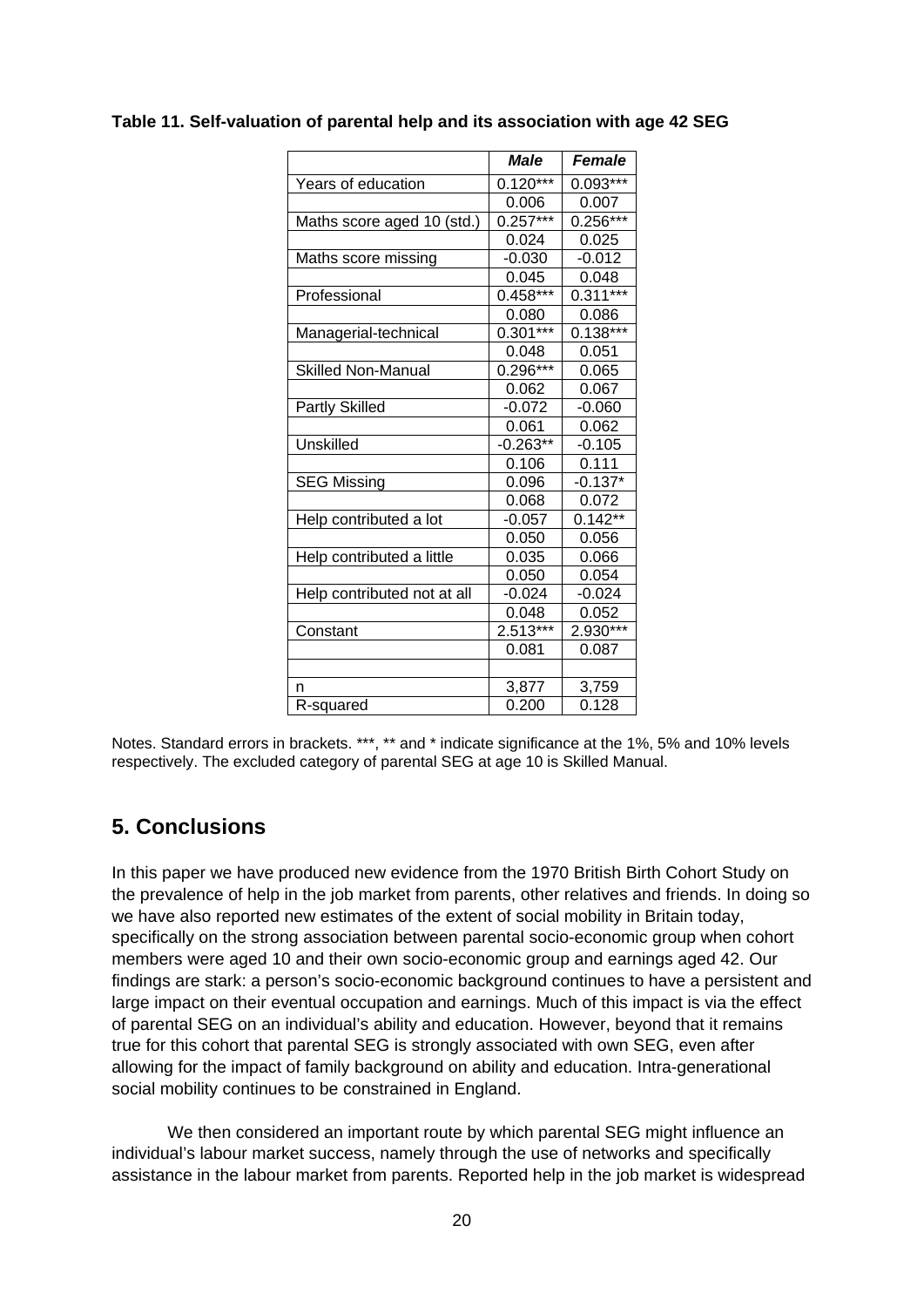**Table 11. Self-valuation of parental help and its association with age 42 SEG**

| | ***Male*** | ***Female*** |
|---|---|---|
| Years of education | 0.120*** | 0.093*** |
| | 0.006 | 0.007 |
| Maths score aged 10 (std.) | 0.257*** | 0.256*** |
| | 0.024 | 0.025 |
| Maths score missing | -0.030 | -0.012 |
| | 0.045 | 0.048 |
| Professional | 0.458*** | 0.311*** |
| | 0.080 | 0.086 |
| Managerial-technical | 0.301*** | 0.138*** |
| | 0.048 | 0.051 |
| Skilled Non-Manual | 0.296*** | 0.065 |
| | 0.062 | 0.067 |
| Partly Skilled | -0.072 | -0.060 |
| | 0.061 | 0.062 |
| Unskilled | -0.263** | -0.105 |
| | 0.106 | 0.111 |
| SEG Missing | 0.096 | -0.137* |
| | 0.068 | 0.072 |
| Help contributed a lot | -0.057 | 0.142** |
| | 0.050 | 0.056 |
| Help contributed a little | 0.035 | 0.066 |
| | 0.050 | 0.054 |
| Help contributed not at all | -0.024 | -0.024 |
| | 0.048 | 0.052 |
| Constant | 2.513*** | 2.930*** |
| | 0.081 | 0.087 |
| | | |
| n | 3,877 | 3,759 |
| R-squared | 0.200 | 0.128 |

Notes. Standard errors in brackets. ***, ** and * indicate significance at the 1%, 5% and 10% levels respectively. The excluded category of parental SEG at age 10 is Skilled Manual.

## 5. Conclusions

In this paper we have produced new evidence from the 1970 British Birth Cohort Study on the prevalence of help in the job market from parents, other relatives and friends. In doing so we have also reported new estimates of the extent of social mobility in Britain today, specifically on the strong association between parental socio-economic group when cohort members were aged 10 and their own socio-economic group and earnings aged 42. Our findings are stark: a person's socio-economic background continues to have a persistent and large impact on their eventual occupation and earnings. Much of this impact is via the effect of parental SEG on an individual's ability and education. However, beyond that it remains true for this cohort that parental SEG is strongly associated with own SEG, even after allowing for the impact of family background on ability and education. Intra-generational social mobility continues to be constrained in England.

We then considered an important route by which parental SEG might influence an individual's labour market success, namely through the use of networks and specifically assistance in the labour market from parents. Reported help in the job market is widespread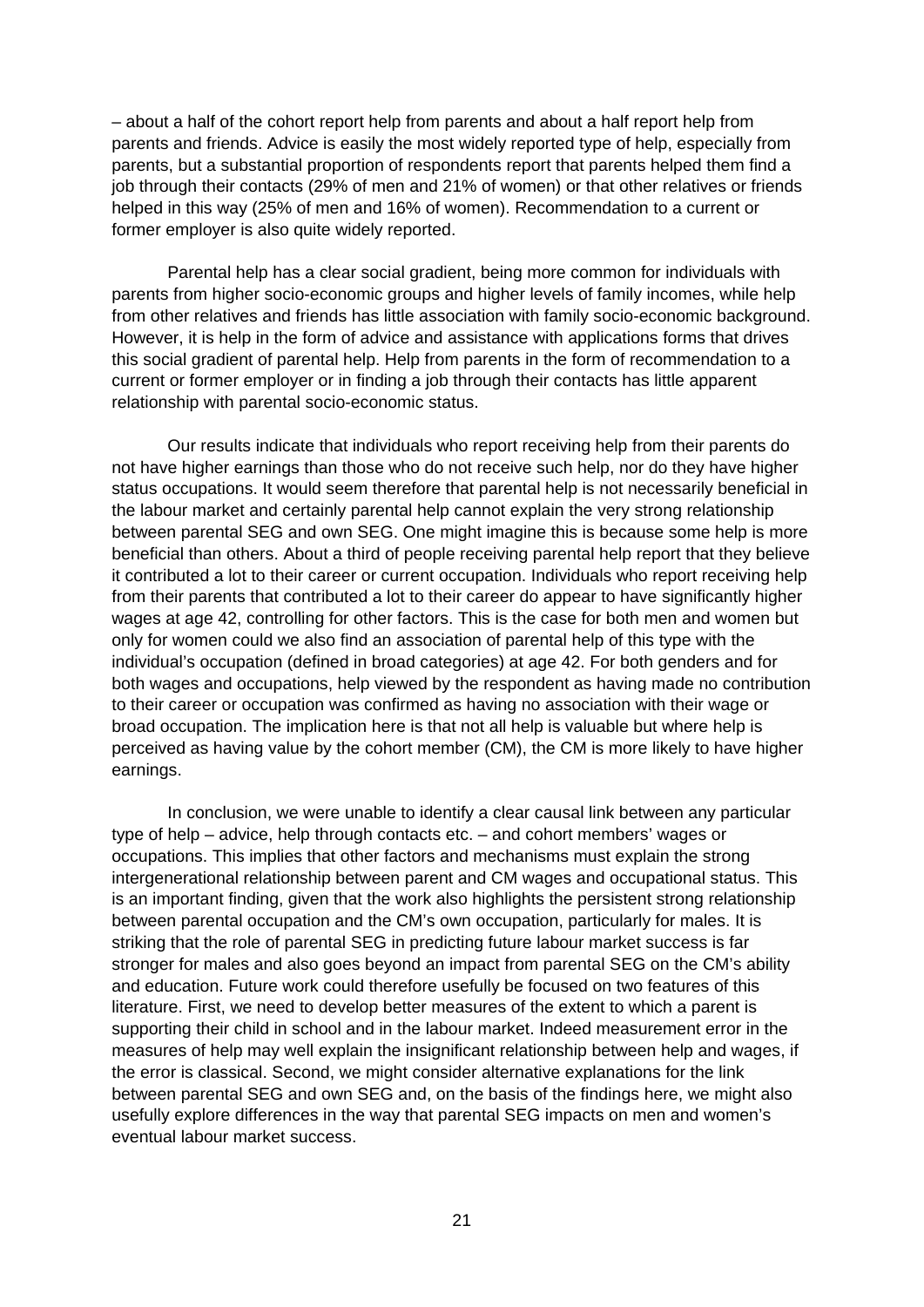– about a half of the cohort report help from parents and about a half report help from parents and friends. Advice is easily the most widely reported type of help, especially from parents, but a substantial proportion of respondents report that parents helped them find a job through their contacts (29% of men and 21% of women) or that other relatives or friends helped in this way (25% of men and 16% of women). Recommendation to a current or former employer is also quite widely reported.

Parental help has a clear social gradient, being more common for individuals with parents from higher socio-economic groups and higher levels of family incomes, while help from other relatives and friends has little association with family socio-economic background. However, it is help in the form of advice and assistance with applications forms that drives this social gradient of parental help. Help from parents in the form of recommendation to a current or former employer or in finding a job through their contacts has little apparent relationship with parental socio-economic status.

Our results indicate that individuals who report receiving help from their parents do not have higher earnings than those who do not receive such help, nor do they have higher status occupations. It would seem therefore that parental help is not necessarily beneficial in the labour market and certainly parental help cannot explain the very strong relationship between parental SEG and own SEG. One might imagine this is because some help is more beneficial than others. About a third of people receiving parental help report that they believe it contributed a lot to their career or current occupation. Individuals who report receiving help from their parents that contributed a lot to their career do appear to have significantly higher wages at age 42, controlling for other factors. This is the case for both men and women but only for women could we also find an association of parental help of this type with the individual's occupation (defined in broad categories) at age 42. For both genders and for both wages and occupations, help viewed by the respondent as having made no contribution to their career or occupation was confirmed as having no association with their wage or broad occupation. The implication here is that not all help is valuable but where help is perceived as having value by the cohort member (CM), the CM is more likely to have higher earnings.

In conclusion, we were unable to identify a clear causal link between any particular type of help – advice, help through contacts etc. – and cohort members' wages or occupations. This implies that other factors and mechanisms must explain the strong intergenerational relationship between parent and CM wages and occupational status. This is an important finding, given that the work also highlights the persistent strong relationship between parental occupation and the CM's own occupation, particularly for males. It is striking that the role of parental SEG in predicting future labour market success is far stronger for males and also goes beyond an impact from parental SEG on the CM's ability and education. Future work could therefore usefully be focused on two features of this literature. First, we need to develop better measures of the extent to which a parent is supporting their child in school and in the labour market. Indeed measurement error in the measures of help may well explain the insignificant relationship between help and wages, if the error is classical. Second, we might consider alternative explanations for the link between parental SEG and own SEG and, on the basis of the findings here, we might also usefully explore differences in the way that parental SEG impacts on men and women's eventual labour market success.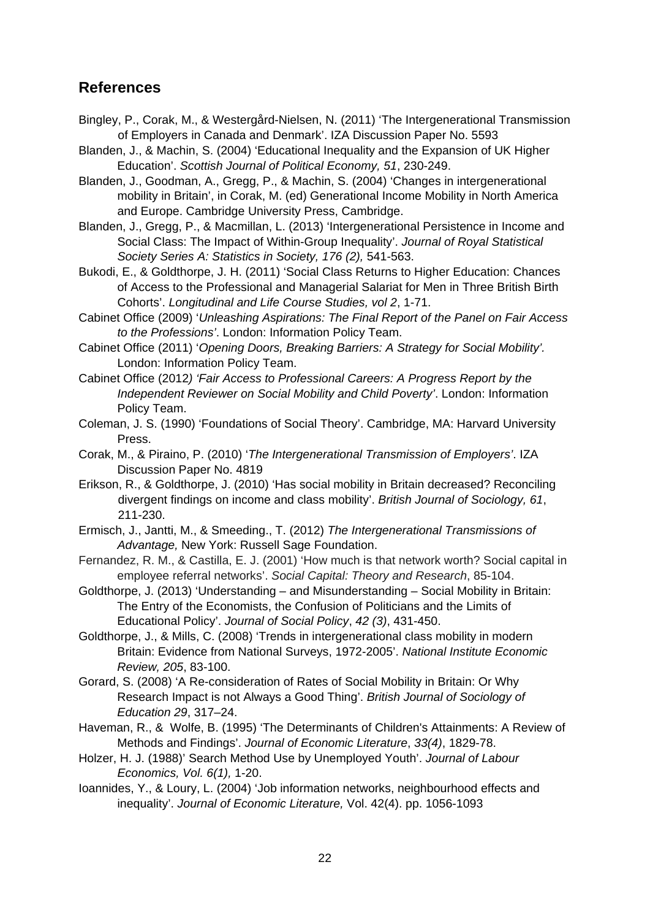## References

Bingley, P., Corak, M., & Westergård-Nielsen, N. (2011) 'The Intergenerational Transmission of Employers in Canada and Denmark'. IZA Discussion Paper No. 5593

Blanden, J., & Machin, S. (2004) 'Educational Inequality and the Expansion of UK Higher Education'. *Scottish Journal of Political Economy, 51*, 230-249.

Blanden, J., Goodman, A., Gregg, P., & Machin, S. (2004) 'Changes in intergenerational mobility in Britain', in Corak, M. (ed) Generational Income Mobility in North America and Europe. Cambridge University Press, Cambridge.

Blanden, J., Gregg, P., & Macmillan, L. (2013) 'Intergenerational Persistence in Income and Social Class: The Impact of Within-Group Inequality'. *Journal of Royal Statistical Society Series A: Statistics in Society, 176 (2),* 541-563.

Bukodi, E., & Goldthorpe, J. H. (2011) 'Social Class Returns to Higher Education: Chances of Access to the Professional and Managerial Salariat for Men in Three British Birth Cohorts'. *Longitudinal and Life Course Studies, vol 2*, 1-71.

Cabinet Office (2009) '*Unleashing Aspirations: The Final Report of the Panel on Fair Access to the Professions'*. London: Information Policy Team.

Cabinet Office (2011) '*Opening Doors, Breaking Barriers: A Strategy for Social Mobility'.* London: Information Policy Team.

Cabinet Office (2012*) 'Fair Access to Professional Careers: A Progress Report by the Independent Reviewer on Social Mobility and Child Poverty'*. London: Information Policy Team.

Coleman, J. S. (1990) 'Foundations of Social Theory'. Cambridge, MA: Harvard University Press.

Corak, M., & Piraino, P. (2010) '*The Intergenerational Transmission of Employers'*. IZA Discussion Paper No. 4819

Erikson, R., & Goldthorpe, J. (2010) 'Has social mobility in Britain decreased? Reconciling divergent findings on income and class mobility'. *British Journal of Sociology, 61*, 211-230.

Ermisch, J., Jantti, M., & Smeeding., T. (2012) *The Intergenerational Transmissions of Advantage,* New York: Russell Sage Foundation.

Fernandez, R. M., & Castilla, E. J. (2001) 'How much is that network worth? Social capital in employee referral networks'. *Social Capital: Theory and Research*, 85-104.

Goldthorpe, J. (2013) 'Understanding – and Misunderstanding – Social Mobility in Britain: The Entry of the Economists, the Confusion of Politicians and the Limits of Educational Policy'. *Journal of Social Policy*, *42 (3)*, 431-450.

Goldthorpe, J., & Mills, C. (2008) 'Trends in intergenerational class mobility in modern Britain: Evidence from National Surveys, 1972-2005'. *National Institute Economic Review, 205*, 83-100.

Gorard, S. (2008) 'A Re-consideration of Rates of Social Mobility in Britain: Or Why Research Impact is not Always a Good Thing'. *British Journal of Sociology of Education 29*, 317–24.

Haveman, R., & Wolfe, B. (1995) 'The Determinants of Children's Attainments: A Review of Methods and Findings'. *Journal of Economic Literature*, *33(4)*, 1829-78.

Holzer, H. J. (1988)' Search Method Use by Unemployed Youth'. *Journal of Labour Economics, Vol. 6(1),* 1-20.

Ioannides, Y., & Loury, L. (2004) 'Job information networks, neighbourhood effects and inequality'. *Journal of Economic Literature,* Vol. 42(4). pp. 1056-1093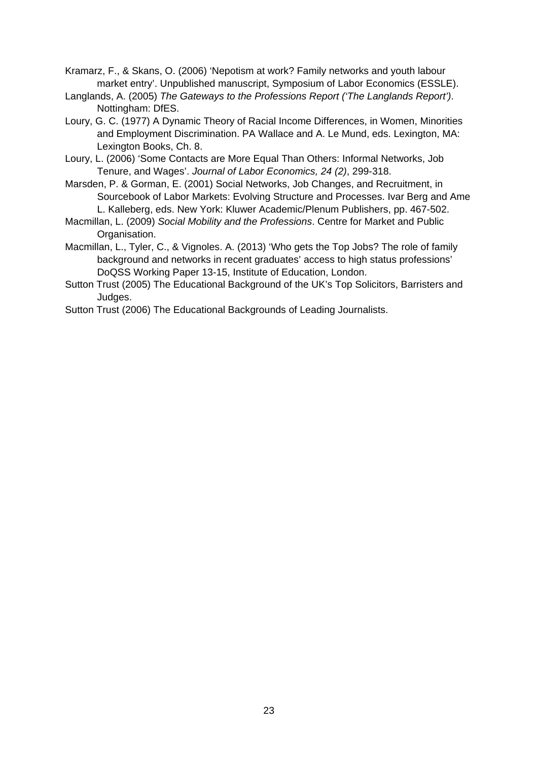Kramarz, F., & Skans, O. (2006) 'Nepotism at work? Family networks and youth labour market entry'. Unpublished manuscript, Symposium of Labor Economics (ESSLE).

Langlands, A. (2005) *The Gateways to the Professions Report ('The Langlands Report')*. Nottingham: DfES.

Loury, G. C. (1977) A Dynamic Theory of Racial Income Differences, in Women, Minorities and Employment Discrimination. PA Wallace and A. Le Mund, eds. Lexington, MA: Lexington Books, Ch. 8.

Loury, L. (2006) 'Some Contacts are More Equal Than Others: Informal Networks, Job Tenure, and Wages'. *Journal of Labor Economics, 24 (2)*, 299-318.

Marsden, P. & Gorman, E. (2001) Social Networks, Job Changes, and Recruitment, in Sourcebook of Labor Markets: Evolving Structure and Processes. Ivar Berg and Ame L. Kalleberg, eds. New York: Kluwer Academic/Plenum Publishers, pp. 467-502.

Macmillan, L. (2009) *Social Mobility and the Professions*. Centre for Market and Public Organisation.

Macmillan, L., Tyler, C., & Vignoles. A. (2013) 'Who gets the Top Jobs? The role of family background and networks in recent graduates' access to high status professions' DoQSS Working Paper 13-15, Institute of Education, London.

Sutton Trust (2005) The Educational Background of the UK's Top Solicitors, Barristers and Judges.

Sutton Trust (2006) The Educational Backgrounds of Leading Journalists.